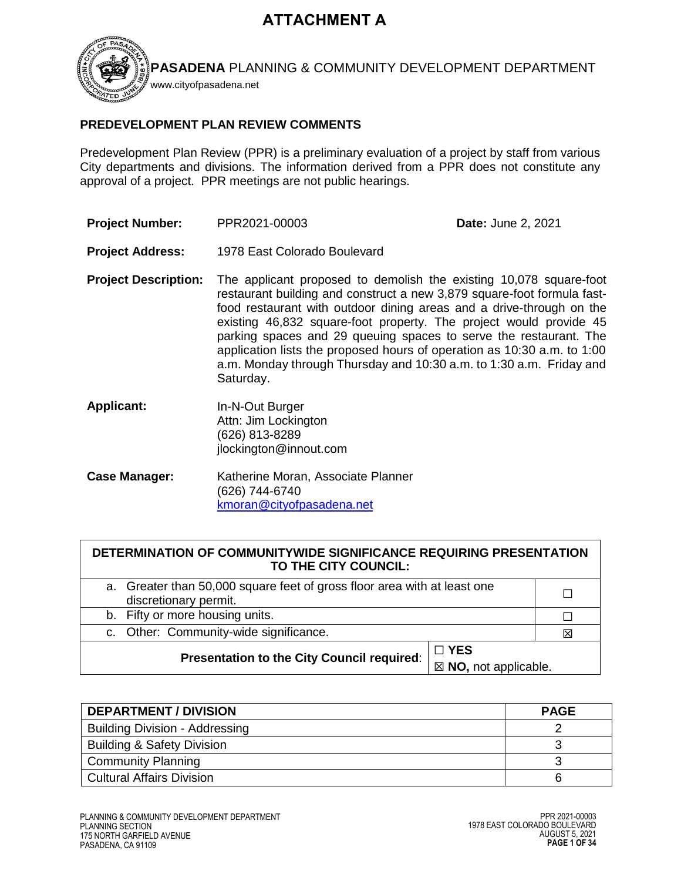# ATTACHMENT A

**PASADENA** PLANNING & COMMUNITY DEVELOPMENT DEPARTMENT
www.cityofpasadena.net

## PREDEVELOPMENT PLAN REVIEW COMMENTS

Predevelopment Plan Review (PPR) is a preliminary evaluation of a project by staff from various City departments and divisions. The information derived from a PPR does not constitute any approval of a project. PPR meetings are not public hearings.

**Project Number:** PPR2021-00003 **Date:** June 2, 2021

**Project Address:** 1978 East Colorado Boulevard

**Project Description:** The applicant proposed to demolish the existing 10,078 square-foot restaurant building and construct a new 3,879 square-foot formula fast-food restaurant with outdoor dining areas and a drive-through on the existing 46,832 square-foot property. The project would provide 45 parking spaces and 29 queuing spaces to serve the restaurant. The application lists the proposed hours of operation as 10:30 a.m. to 1:00 a.m. Monday through Thursday and 10:30 a.m. to 1:30 a.m. Friday and Saturday.

**Applicant:** In-N-Out Burger
Attn: Jim Lockington
(626) 813-8289
jlockington@innout.com

**Case Manager:** Katherine Moran, Associate Planner
(626) 744-6740
kmoran@cityofpasadena.net

| DETERMINATION OF COMMUNITYWIDE SIGNIFICANCE REQUIRING PRESENTATION TO THE CITY COUNCIL: | |
|---|---|
| a. Greater than 50,000 square feet of gross floor area with at least one discretionary permit. | ☐ |
| b. Fifty or more housing units. | ☐ |
| c. Other: Community-wide significance. | ☒ |
| **Presentation to the City Council required**: | ☐ **YES** ☒ **NO,** not applicable. |

| DEPARTMENT / DIVISION | PAGE |
|---|---|
| Building Division - Addressing | 2 |
| Building & Safety Division | 3 |
| Community Planning | 3 |
| Cultural Affairs Division | 6 |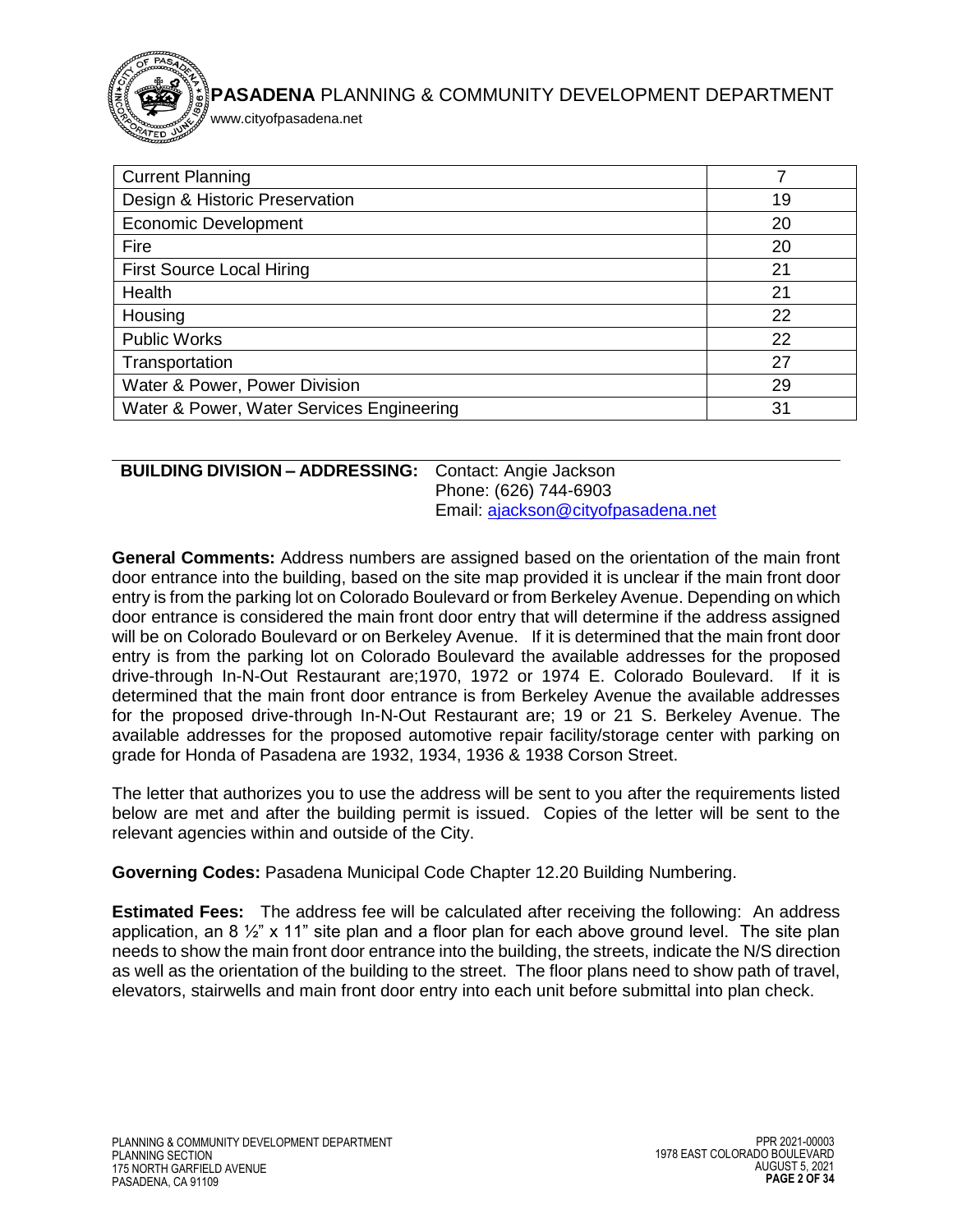| Current Planning | 7 |
|---|---|
| Design & Historic Preservation | 19 |
| Economic Development | 20 |
| Fire | 20 |
| First Source Local Hiring | 21 |
| Health | 21 |
| Housing | 22 |
| Public Works | 22 |
| Transportation | 27 |
| Water & Power, Power Division | 29 |
| Water & Power, Water Services Engineering | 31 |

**BUILDING DIVISION – ADDRESSING:** Contact: Angie Jackson
Phone: (626) 744-6903
Email: ajackson@cityofpasadena.net

**General Comments:** Address numbers are assigned based on the orientation of the main front door entrance into the building, based on the site map provided it is unclear if the main front door entry is from the parking lot on Colorado Boulevard or from Berkeley Avenue. Depending on which door entrance is considered the main front door entry that will determine if the address assigned will be on Colorado Boulevard or on Berkeley Avenue. If it is determined that the main front door entry is from the parking lot on Colorado Boulevard the available addresses for the proposed drive-through In-N-Out Restaurant are;1970, 1972 or 1974 E. Colorado Boulevard. If it is determined that the main front door entrance is from Berkeley Avenue the available addresses for the proposed drive-through In-N-Out Restaurant are; 19 or 21 S. Berkeley Avenue. The available addresses for the proposed automotive repair facility/storage center with parking on grade for Honda of Pasadena are 1932, 1934, 1936 & 1938 Corson Street.

The letter that authorizes you to use the address will be sent to you after the requirements listed below are met and after the building permit is issued. Copies of the letter will be sent to the relevant agencies within and outside of the City.

**Governing Codes:** Pasadena Municipal Code Chapter 12.20 Building Numbering.

**Estimated Fees:** The address fee will be calculated after receiving the following: An address application, an 8 ½" x 11" site plan and a floor plan for each above ground level. The site plan needs to show the main front door entrance into the building, the streets, indicate the N/S direction as well as the orientation of the building to the street. The floor plans need to show path of travel, elevators, stairwells and main front door entry into each unit before submittal into plan check.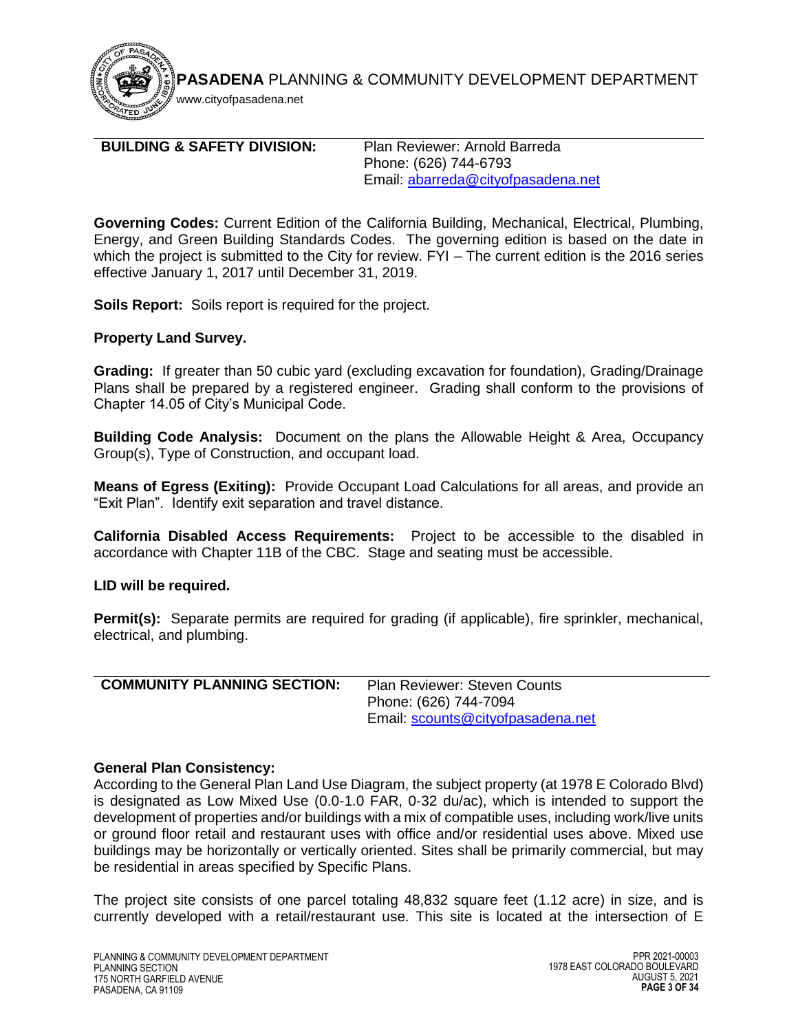**BUILDING & SAFETY DIVISION:** Plan Reviewer: Arnold Barreda
Phone: (626) 744-6793
Email: abarreda@cityofpasadena.net

**Governing Codes:** Current Edition of the California Building, Mechanical, Electrical, Plumbing, Energy, and Green Building Standards Codes. The governing edition is based on the date in which the project is submitted to the City for review. FYI – The current edition is the 2016 series effective January 1, 2017 until December 31, 2019.

**Soils Report:** Soils report is required for the project.

**Property Land Survey.**

**Grading:** If greater than 50 cubic yard (excluding excavation for foundation), Grading/Drainage Plans shall be prepared by a registered engineer. Grading shall conform to the provisions of Chapter 14.05 of City's Municipal Code.

**Building Code Analysis:** Document on the plans the Allowable Height & Area, Occupancy Group(s), Type of Construction, and occupant load.

**Means of Egress (Exiting):** Provide Occupant Load Calculations for all areas, and provide an "Exit Plan". Identify exit separation and travel distance.

**California Disabled Access Requirements:** Project to be accessible to the disabled in accordance with Chapter 11B of the CBC. Stage and seating must be accessible.

**LID will be required.**

**Permit(s):** Separate permits are required for grading (if applicable), fire sprinkler, mechanical, electrical, and plumbing.

**COMMUNITY PLANNING SECTION:** Plan Reviewer: Steven Counts
Phone: (626) 744-7094
Email: scounts@cityofpasadena.net

**General Plan Consistency:**
According to the General Plan Land Use Diagram, the subject property (at 1978 E Colorado Blvd) is designated as Low Mixed Use (0.0-1.0 FAR, 0-32 du/ac), which is intended to support the development of properties and/or buildings with a mix of compatible uses, including work/live units or ground floor retail and restaurant uses with office and/or residential uses above. Mixed use buildings may be horizontally or vertically oriented. Sites shall be primarily commercial, but may be residential in areas specified by Specific Plans.

The project site consists of one parcel totaling 48,832 square feet (1.12 acre) in size, and is currently developed with a retail/restaurant use. This site is located at the intersection of E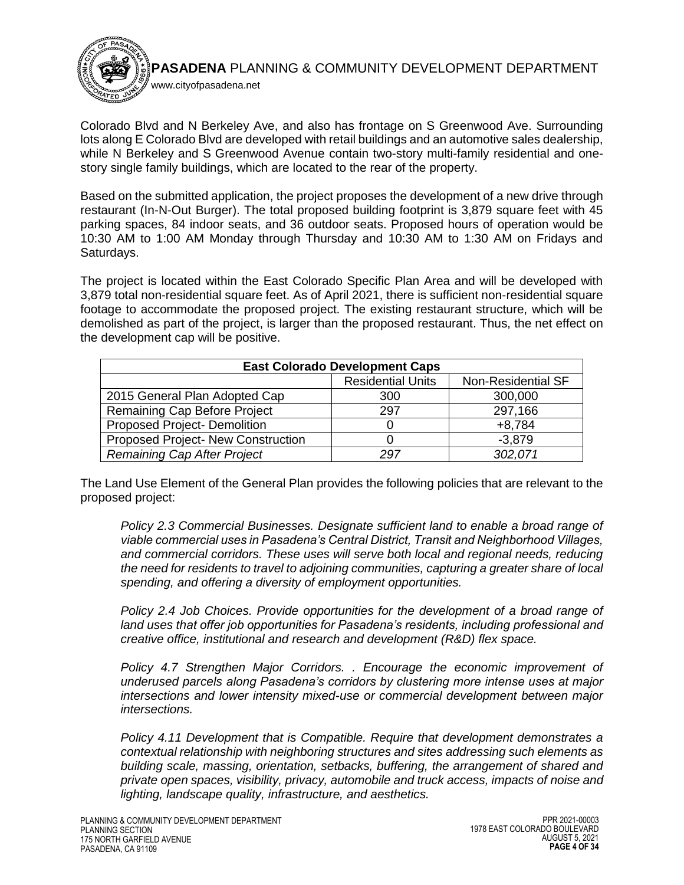Colorado Blvd and N Berkeley Ave, and also has frontage on S Greenwood Ave. Surrounding lots along E Colorado Blvd are developed with retail buildings and an automotive sales dealership, while N Berkeley and S Greenwood Avenue contain two-story multi-family residential and one-story single family buildings, which are located to the rear of the property.

Based on the submitted application, the project proposes the development of a new drive through restaurant (In-N-Out Burger). The total proposed building footprint is 3,879 square feet with 45 parking spaces, 84 indoor seats, and 36 outdoor seats. Proposed hours of operation would be 10:30 AM to 1:00 AM Monday through Thursday and 10:30 AM to 1:30 AM on Fridays and Saturdays.

The project is located within the East Colorado Specific Plan Area and will be developed with 3,879 total non-residential square feet. As of April 2021, there is sufficient non-residential square footage to accommodate the proposed project. The existing restaurant structure, which will be demolished as part of the project, is larger than the proposed restaurant. Thus, the net effect on the development cap will be positive.

| East Colorado Development Caps | | |
|---|---|---|
| | Residential Units | Non-Residential SF |
| 2015 General Plan Adopted Cap | 300 | 300,000 |
| Remaining Cap Before Project | 297 | 297,166 |
| Proposed Project- Demolition | 0 | +8,784 |
| Proposed Project- New Construction | 0 | -3,879 |
| *Remaining Cap After Project* | *297* | *302,071* |

The Land Use Element of the General Plan provides the following policies that are relevant to the proposed project:

> *Policy 2.3 Commercial Businesses. Designate sufficient land to enable a broad range of viable commercial uses in Pasadena's Central District, Transit and Neighborhood Villages, and commercial corridors. These uses will serve both local and regional needs, reducing the need for residents to travel to adjoining communities, capturing a greater share of local spending, and offering a diversity of employment opportunities.*
>
> *Policy 2.4 Job Choices. Provide opportunities for the development of a broad range of land uses that offer job opportunities for Pasadena's residents, including professional and creative office, institutional and research and development (R&D) flex space.*
>
> *Policy 4.7 Strengthen Major Corridors. . Encourage the economic improvement of underused parcels along Pasadena's corridors by clustering more intense uses at major intersections and lower intensity mixed-use or commercial development between major intersections.*
>
> *Policy 4.11 Development that is Compatible. Require that development demonstrates a contextual relationship with neighboring structures and sites addressing such elements as building scale, massing, orientation, setbacks, buffering, the arrangement of shared and private open spaces, visibility, privacy, automobile and truck access, impacts of noise and lighting, landscape quality, infrastructure, and aesthetics.*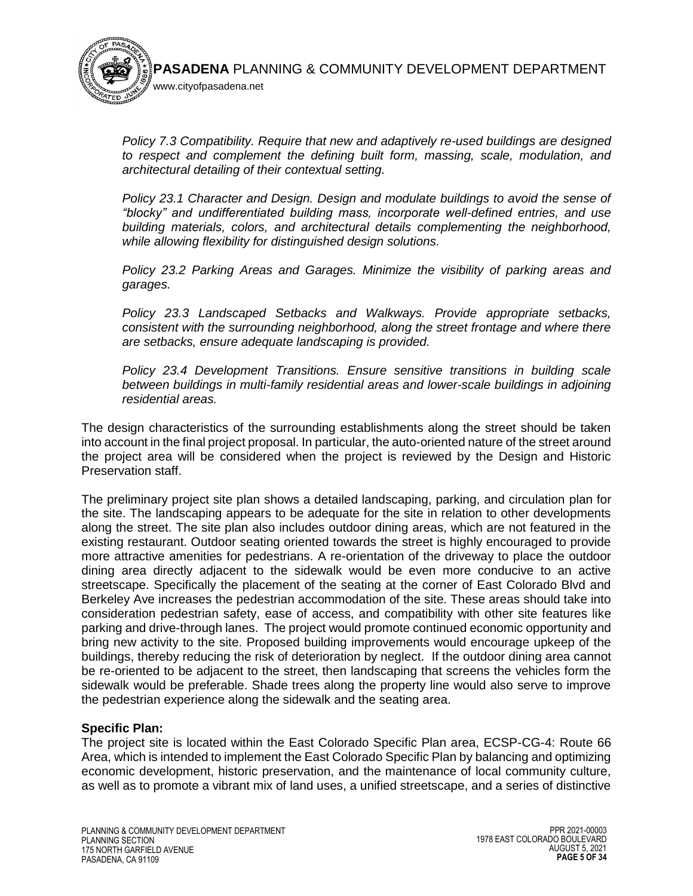*Policy 7.3 Compatibility. Require that new and adaptively re-used buildings are designed to respect and complement the defining built form, massing, scale, modulation, and architectural detailing of their contextual setting.*

*Policy 23.1 Character and Design. Design and modulate buildings to avoid the sense of "blocky" and undifferentiated building mass, incorporate well-defined entries, and use building materials, colors, and architectural details complementing the neighborhood, while allowing flexibility for distinguished design solutions.*

*Policy 23.2 Parking Areas and Garages. Minimize the visibility of parking areas and garages.*

*Policy 23.3 Landscaped Setbacks and Walkways. Provide appropriate setbacks, consistent with the surrounding neighborhood, along the street frontage and where there are setbacks, ensure adequate landscaping is provided.*

*Policy 23.4 Development Transitions. Ensure sensitive transitions in building scale between buildings in multi-family residential areas and lower-scale buildings in adjoining residential areas.*

The design characteristics of the surrounding establishments along the street should be taken into account in the final project proposal. In particular, the auto-oriented nature of the street around the project area will be considered when the project is reviewed by the Design and Historic Preservation staff.

The preliminary project site plan shows a detailed landscaping, parking, and circulation plan for the site. The landscaping appears to be adequate for the site in relation to other developments along the street. The site plan also includes outdoor dining areas, which are not featured in the existing restaurant. Outdoor seating oriented towards the street is highly encouraged to provide more attractive amenities for pedestrians. A re-orientation of the driveway to place the outdoor dining area directly adjacent to the sidewalk would be even more conducive to an active streetscape. Specifically the placement of the seating at the corner of East Colorado Blvd and Berkeley Ave increases the pedestrian accommodation of the site. These areas should take into consideration pedestrian safety, ease of access, and compatibility with other site features like parking and drive-through lanes. The project would promote continued economic opportunity and bring new activity to the site. Proposed building improvements would encourage upkeep of the buildings, thereby reducing the risk of deterioration by neglect. If the outdoor dining area cannot be re-oriented to be adjacent to the street, then landscaping that screens the vehicles form the sidewalk would be preferable. Shade trees along the property line would also serve to improve the pedestrian experience along the sidewalk and the seating area.

**Specific Plan:**

The project site is located within the East Colorado Specific Plan area, ECSP-CG-4: Route 66 Area, which is intended to implement the East Colorado Specific Plan by balancing and optimizing economic development, historic preservation, and the maintenance of local community culture, as well as to promote a vibrant mix of land uses, a unified streetscape, and a series of distinctive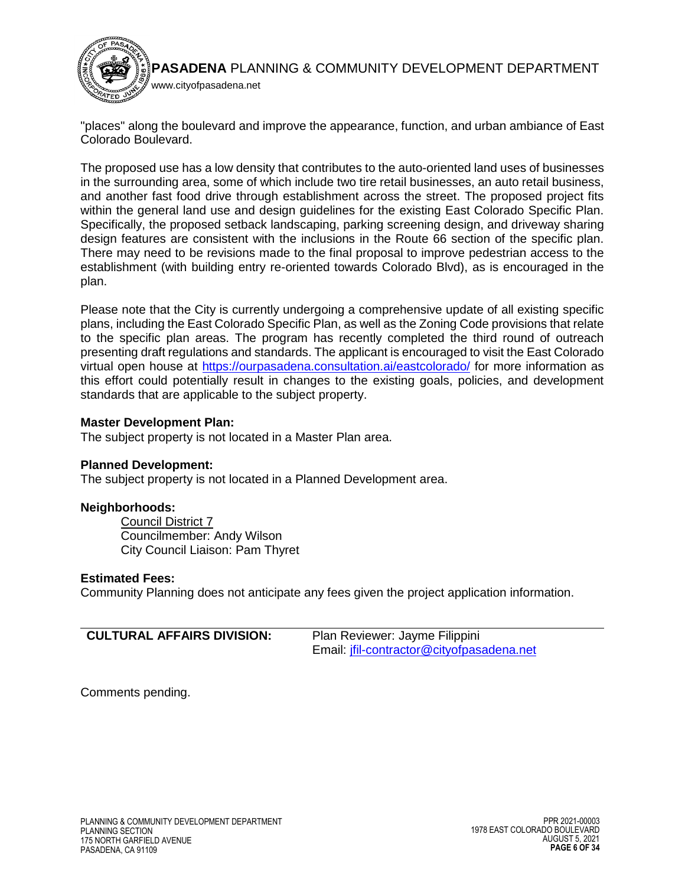"places" along the boulevard and improve the appearance, function, and urban ambiance of East Colorado Boulevard.

The proposed use has a low density that contributes to the auto-oriented land uses of businesses in the surrounding area, some of which include two tire retail businesses, an auto retail business, and another fast food drive through establishment across the street. The proposed project fits within the general land use and design guidelines for the existing East Colorado Specific Plan. Specifically, the proposed setback landscaping, parking screening design, and driveway sharing design features are consistent with the inclusions in the Route 66 section of the specific plan. There may need to be revisions made to the final proposal to improve pedestrian access to the establishment (with building entry re-oriented towards Colorado Blvd), as is encouraged in the plan.

Please note that the City is currently undergoing a comprehensive update of all existing specific plans, including the East Colorado Specific Plan, as well as the Zoning Code provisions that relate to the specific plan areas. The program has recently completed the third round of outreach presenting draft regulations and standards. The applicant is encouraged to visit the East Colorado virtual open house at https://ourpasadena.consultation.ai/eastcolorado/ for more information as this effort could potentially result in changes to the existing goals, policies, and development standards that are applicable to the subject property.

**Master Development Plan:**
The subject property is not located in a Master Plan area.

**Planned Development:**
The subject property is not located in a Planned Development area.

**Neighborhoods:**

Council District 7
Councilmember: Andy Wilson
City Council Liaison: Pam Thyret

**Estimated Fees:**
Community Planning does not anticipate any fees given the project application information.

---

**CULTURAL AFFAIRS DIVISION:** Plan Reviewer: Jayme Filippini
Email: jfil-contractor@cityofpasadena.net

Comments pending.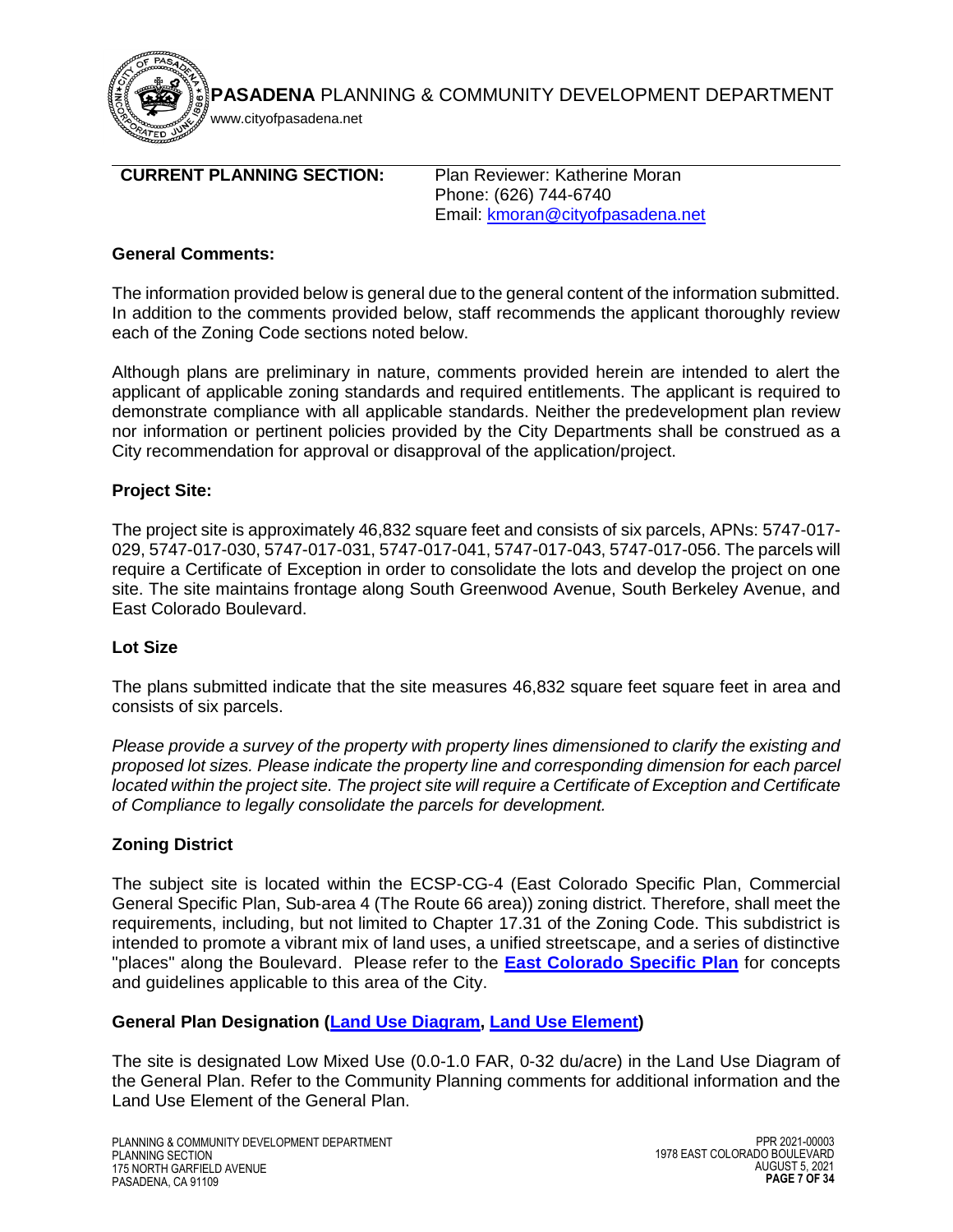**CURRENT PLANNING SECTION:** Plan Reviewer: Katherine Moran
Phone: (626) 744-6740
Email: kmoran@cityofpasadena.net

### General Comments:

The information provided below is general due to the general content of the information submitted. In addition to the comments provided below, staff recommends the applicant thoroughly review each of the Zoning Code sections noted below.

Although plans are preliminary in nature, comments provided herein are intended to alert the applicant of applicable zoning standards and required entitlements. The applicant is required to demonstrate compliance with all applicable standards. Neither the predevelopment plan review nor information or pertinent policies provided by the City Departments shall be construed as a City recommendation for approval or disapproval of the application/project.

### Project Site:

The project site is approximately 46,832 square feet and consists of six parcels, APNs: 5747-017-029, 5747-017-030, 5747-017-031, 5747-017-041, 5747-017-043, 5747-017-056. The parcels will require a Certificate of Exception in order to consolidate the lots and develop the project on one site. The site maintains frontage along South Greenwood Avenue, South Berkeley Avenue, and East Colorado Boulevard.

### Lot Size

The plans submitted indicate that the site measures 46,832 square feet square feet in area and consists of six parcels.

*Please provide a survey of the property with property lines dimensioned to clarify the existing and proposed lot sizes. Please indicate the property line and corresponding dimension for each parcel located within the project site. The project site will require a Certificate of Exception and Certificate of Compliance to legally consolidate the parcels for development.*

### Zoning District

The subject site is located within the ECSP-CG-4 (East Colorado Specific Plan, Commercial General Specific Plan, Sub-area 4 (The Route 66 area)) zoning district. Therefore, shall meet the requirements, including, but not limited to Chapter 17.31 of the Zoning Code. This subdistrict is intended to promote a vibrant mix of land uses, a unified streetscape, and a series of distinctive "places" along the Boulevard. Please refer to the **East Colorado Specific Plan** for concepts and guidelines applicable to this area of the City.

### General Plan Designation (Land Use Diagram, Land Use Element)

The site is designated Low Mixed Use (0.0-1.0 FAR, 0-32 du/acre) in the Land Use Diagram of the General Plan. Refer to the Community Planning comments for additional information and the Land Use Element of the General Plan.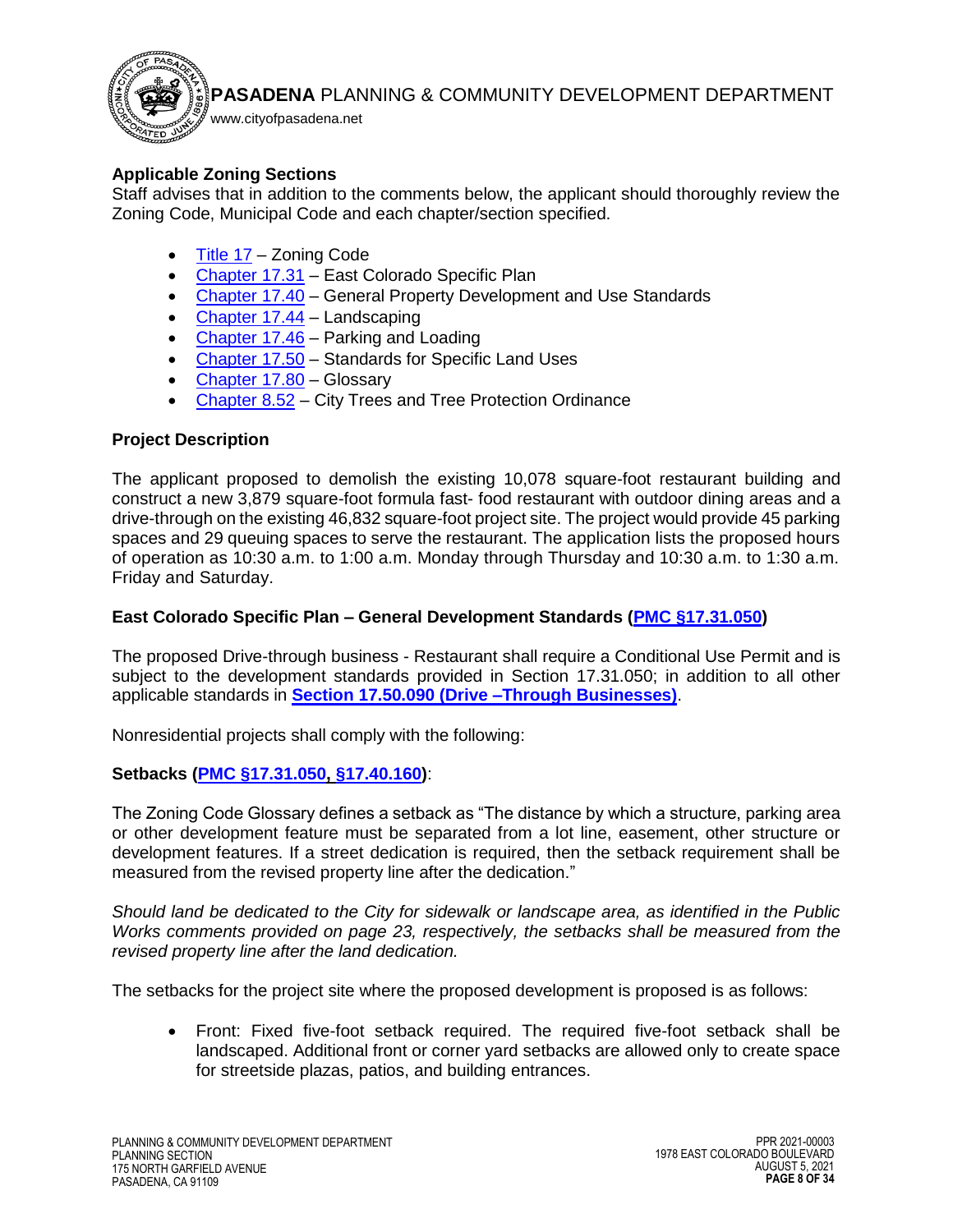**Applicable Zoning Sections**

Staff advises that in addition to the comments below, the applicant should thoroughly review the Zoning Code, Municipal Code and each chapter/section specified.

- Title 17 – Zoning Code
- Chapter 17.31 – East Colorado Specific Plan
- Chapter 17.40 – General Property Development and Use Standards
- Chapter 17.44 – Landscaping
- Chapter 17.46 – Parking and Loading
- Chapter 17.50 – Standards for Specific Land Uses
- Chapter 17.80 – Glossary
- Chapter 8.52 – City Trees and Tree Protection Ordinance

**Project Description**

The applicant proposed to demolish the existing 10,078 square-foot restaurant building and construct a new 3,879 square-foot formula fast- food restaurant with outdoor dining areas and a drive-through on the existing 46,832 square-foot project site. The project would provide 45 parking spaces and 29 queuing spaces to serve the restaurant. The application lists the proposed hours of operation as 10:30 a.m. to 1:00 a.m. Monday through Thursday and 10:30 a.m. to 1:30 a.m. Friday and Saturday.

**East Colorado Specific Plan – General Development Standards (PMC §17.31.050)**

The proposed Drive-through business - Restaurant shall require a Conditional Use Permit and is subject to the development standards provided in Section 17.31.050; in addition to all other applicable standards in **Section 17.50.090 (Drive –Through Businesses)**.

Nonresidential projects shall comply with the following:

**Setbacks (PMC §17.31.050, §17.40.160)**:

The Zoning Code Glossary defines a setback as "The distance by which a structure, parking area or other development feature must be separated from a lot line, easement, other structure or development features. If a street dedication is required, then the setback requirement shall be measured from the revised property line after the dedication."

*Should land be dedicated to the City for sidewalk or landscape area, as identified in the Public Works comments provided on page 23, respectively, the setbacks shall be measured from the revised property line after the land dedication.*

The setbacks for the project site where the proposed development is proposed is as follows:

- Front: Fixed five-foot setback required. The required five-foot setback shall be landscaped. Additional front or corner yard setbacks are allowed only to create space for streetside plazas, patios, and building entrances.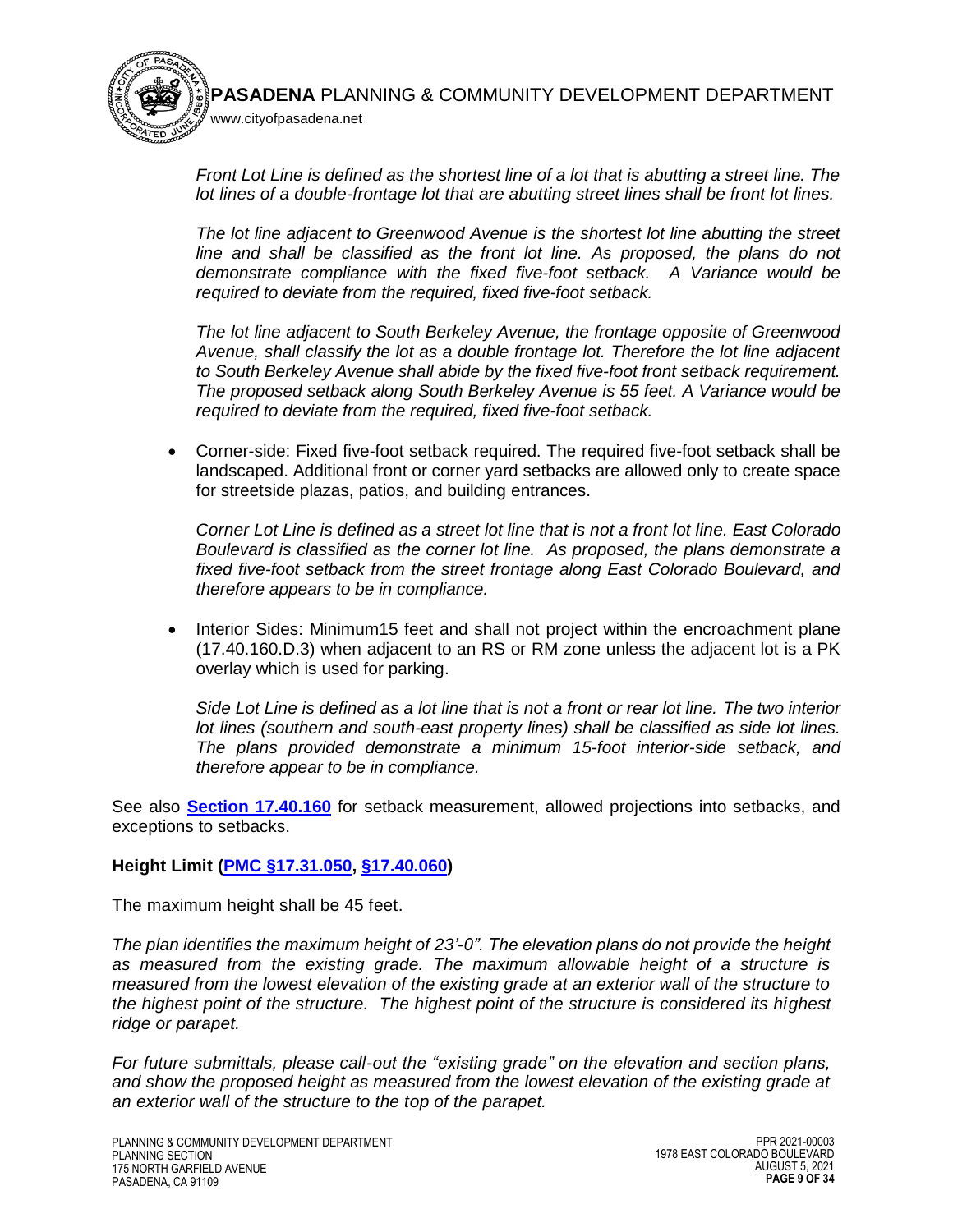*Front Lot Line is defined as the shortest line of a lot that is abutting a street line. The lot lines of a double-frontage lot that are abutting street lines shall be front lot lines.*

*The lot line adjacent to Greenwood Avenue is the shortest lot line abutting the street line and shall be classified as the front lot line. As proposed, the plans do not demonstrate compliance with the fixed five-foot setback. A Variance would be required to deviate from the required, fixed five-foot setback.*

*The lot line adjacent to South Berkeley Avenue, the frontage opposite of Greenwood Avenue, shall classify the lot as a double frontage lot. Therefore the lot line adjacent to South Berkeley Avenue shall abide by the fixed five-foot front setback requirement. The proposed setback along South Berkeley Avenue is 55 feet. A Variance would be required to deviate from the required, fixed five-foot setback.*

- Corner-side: Fixed five-foot setback required. The required five-foot setback shall be landscaped. Additional front or corner yard setbacks are allowed only to create space for streetside plazas, patios, and building entrances.

  *Corner Lot Line is defined as a street lot line that is not a front lot line. East Colorado Boulevard is classified as the corner lot line. As proposed, the plans demonstrate a fixed five-foot setback from the street frontage along East Colorado Boulevard, and therefore appears to be in compliance.*

- Interior Sides: Minimum15 feet and shall not project within the encroachment plane (17.40.160.D.3) when adjacent to an RS or RM zone unless the adjacent lot is a PK overlay which is used for parking.

  *Side Lot Line is defined as a lot line that is not a front or rear lot line. The two interior lot lines (southern and south-east property lines) shall be classified as side lot lines. The plans provided demonstrate a minimum 15-foot interior-side setback, and therefore appear to be in compliance.*

See also **Section 17.40.160** for setback measurement, allowed projections into setbacks, and exceptions to setbacks.

**Height Limit (PMC §17.31.050, §17.40.060)**

The maximum height shall be 45 feet.

*The plan identifies the maximum height of 23'-0". The elevation plans do not provide the height as measured from the existing grade. The maximum allowable height of a structure is measured from the lowest elevation of the existing grade at an exterior wall of the structure to the highest point of the structure. The highest point of the structure is considered its highest ridge or parapet.*

*For future submittals, please call-out the "existing grade" on the elevation and section plans, and show the proposed height as measured from the lowest elevation of the existing grade at an exterior wall of the structure to the top of the parapet.*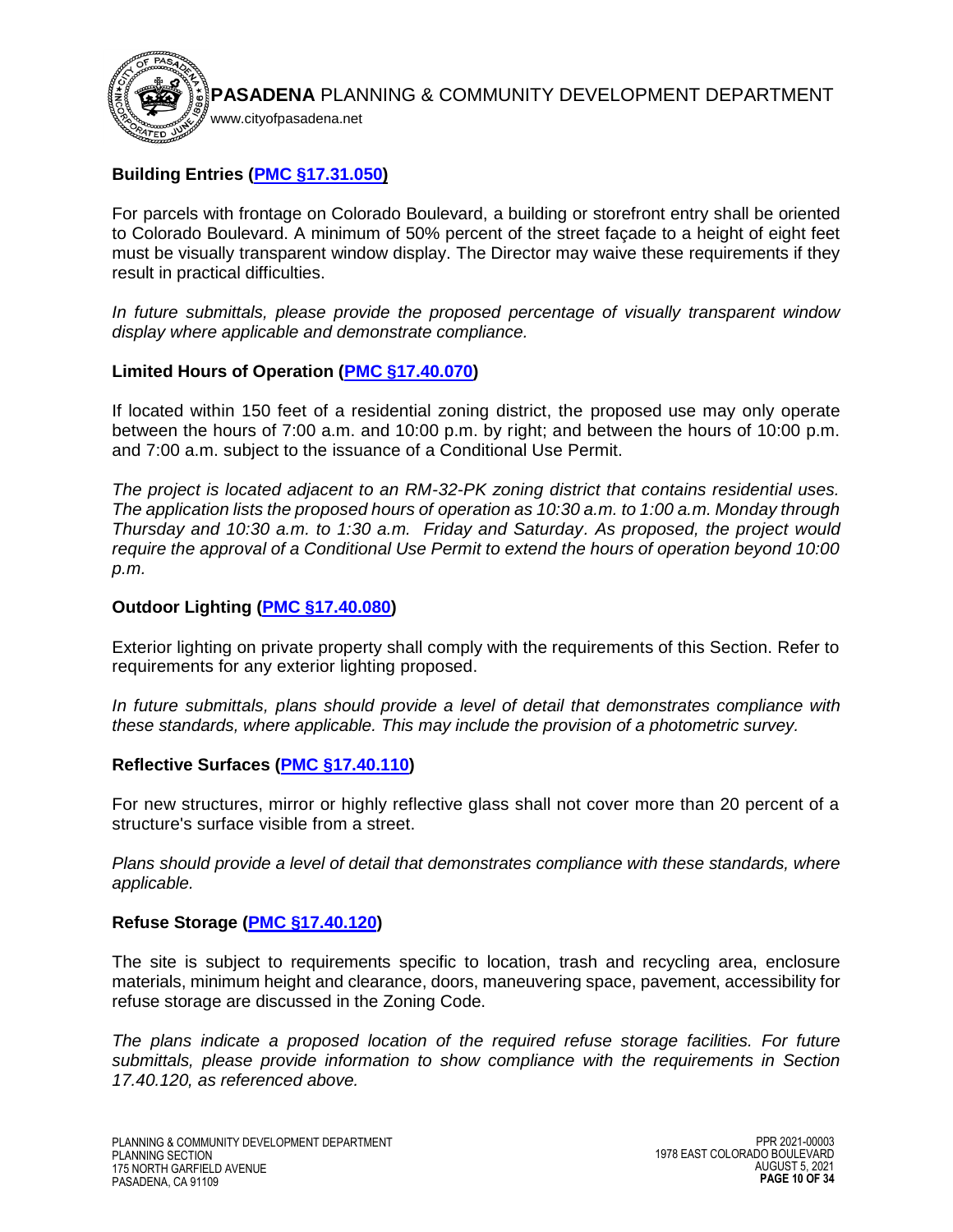**Building Entries (PMC §17.31.050)**

For parcels with frontage on Colorado Boulevard, a building or storefront entry shall be oriented to Colorado Boulevard. A minimum of 50% percent of the street façade to a height of eight feet must be visually transparent window display. The Director may waive these requirements if they result in practical difficulties.

*In future submittals, please provide the proposed percentage of visually transparent window display where applicable and demonstrate compliance.*

**Limited Hours of Operation (PMC §17.40.070)**

If located within 150 feet of a residential zoning district, the proposed use may only operate between the hours of 7:00 a.m. and 10:00 p.m. by right; and between the hours of 10:00 p.m. and 7:00 a.m. subject to the issuance of a Conditional Use Permit.

*The project is located adjacent to an RM-32-PK zoning district that contains residential uses. The application lists the proposed hours of operation as 10:30 a.m. to 1:00 a.m. Monday through Thursday and 10:30 a.m. to 1:30 a.m. Friday and Saturday. As proposed, the project would require the approval of a Conditional Use Permit to extend the hours of operation beyond 10:00 p.m.*

**Outdoor Lighting (PMC §17.40.080)**

Exterior lighting on private property shall comply with the requirements of this Section. Refer to requirements for any exterior lighting proposed.

*In future submittals, plans should provide a level of detail that demonstrates compliance with these standards, where applicable. This may include the provision of a photometric survey.*

**Reflective Surfaces (PMC §17.40.110)**

For new structures, mirror or highly reflective glass shall not cover more than 20 percent of a structure's surface visible from a street.

*Plans should provide a level of detail that demonstrates compliance with these standards, where applicable.*

**Refuse Storage (PMC §17.40.120)**

The site is subject to requirements specific to location, trash and recycling area, enclosure materials, minimum height and clearance, doors, maneuvering space, pavement, accessibility for refuse storage are discussed in the Zoning Code.

*The plans indicate a proposed location of the required refuse storage facilities. For future submittals, please provide information to show compliance with the requirements in Section 17.40.120, as referenced above.*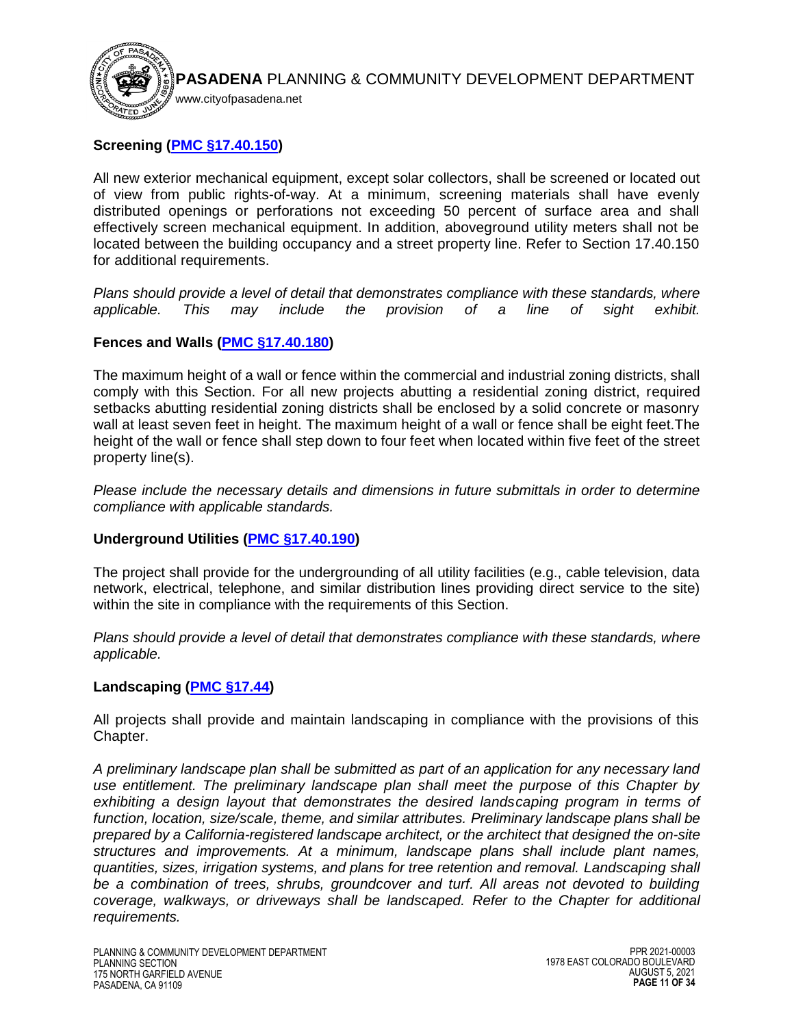### Screening (PMC §17.40.150)

All new exterior mechanical equipment, except solar collectors, shall be screened or located out of view from public rights-of-way. At a minimum, screening materials shall have evenly distributed openings or perforations not exceeding 50 percent of surface area and shall effectively screen mechanical equipment. In addition, aboveground utility meters shall not be located between the building occupancy and a street property line. Refer to Section 17.40.150 for additional requirements.

*Plans should provide a level of detail that demonstrates compliance with these standards, where applicable. This may include the provision of a line of sight exhibit.*

### Fences and Walls (PMC §17.40.180)

The maximum height of a wall or fence within the commercial and industrial zoning districts, shall comply with this Section. For all new projects abutting a residential zoning district, required setbacks abutting residential zoning districts shall be enclosed by a solid concrete or masonry wall at least seven feet in height. The maximum height of a wall or fence shall be eight feet.The height of the wall or fence shall step down to four feet when located within five feet of the street property line(s).

*Please include the necessary details and dimensions in future submittals in order to determine compliance with applicable standards.*

### Underground Utilities (PMC §17.40.190)

The project shall provide for the undergrounding of all utility facilities (e.g., cable television, data network, electrical, telephone, and similar distribution lines providing direct service to the site) within the site in compliance with the requirements of this Section.

*Plans should provide a level of detail that demonstrates compliance with these standards, where applicable.*

### Landscaping (PMC §17.44)

All projects shall provide and maintain landscaping in compliance with the provisions of this Chapter.

*A preliminary landscape plan shall be submitted as part of an application for any necessary land use entitlement. The preliminary landscape plan shall meet the purpose of this Chapter by exhibiting a design layout that demonstrates the desired landscaping program in terms of function, location, size/scale, theme, and similar attributes. Preliminary landscape plans shall be prepared by a California-registered landscape architect, or the architect that designed the on-site structures and improvements. At a minimum, landscape plans shall include plant names, quantities, sizes, irrigation systems, and plans for tree retention and removal. Landscaping shall be a combination of trees, shrubs, groundcover and turf. All areas not devoted to building coverage, walkways, or driveways shall be landscaped. Refer to the Chapter for additional requirements.*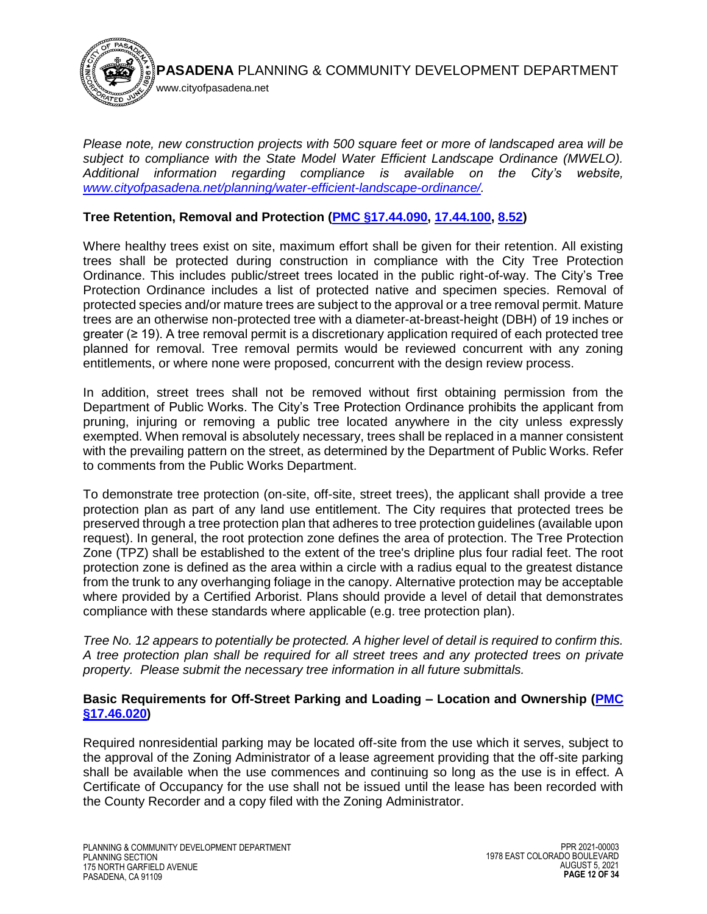*Please note, new construction projects with 500 square feet or more of landscaped area will be subject to compliance with the State Model Water Efficient Landscape Ordinance (MWELO). Additional information regarding compliance is available on the City's website, [www.cityofpasadena.net/planning/water-efficient-landscape-ordinance/](www.cityofpasadena.net/planning/water-efficient-landscape-ordinance/).*

**Tree Retention, Removal and Protection (PMC §17.44.090, 17.44.100, 8.52)**

Where healthy trees exist on site, maximum effort shall be given for their retention. All existing trees shall be protected during construction in compliance with the City Tree Protection Ordinance. This includes public/street trees located in the public right-of-way. The City's Tree Protection Ordinance includes a list of protected native and specimen species. Removal of protected species and/or mature trees are subject to the approval or a tree removal permit. Mature trees are an otherwise non-protected tree with a diameter-at-breast-height (DBH) of 19 inches or greater (≥ 19). A tree removal permit is a discretionary application required of each protected tree planned for removal. Tree removal permits would be reviewed concurrent with any zoning entitlements, or where none were proposed, concurrent with the design review process.

In addition, street trees shall not be removed without first obtaining permission from the Department of Public Works. The City's Tree Protection Ordinance prohibits the applicant from pruning, injuring or removing a public tree located anywhere in the city unless expressly exempted. When removal is absolutely necessary, trees shall be replaced in a manner consistent with the prevailing pattern on the street, as determined by the Department of Public Works. Refer to comments from the Public Works Department.

To demonstrate tree protection (on-site, off-site, street trees), the applicant shall provide a tree protection plan as part of any land use entitlement. The City requires that protected trees be preserved through a tree protection plan that adheres to tree protection guidelines (available upon request). In general, the root protection zone defines the area of protection. The Tree Protection Zone (TPZ) shall be established to the extent of the tree's dripline plus four radial feet. The root protection zone is defined as the area within a circle with a radius equal to the greatest distance from the trunk to any overhanging foliage in the canopy. Alternative protection may be acceptable where provided by a Certified Arborist. Plans should provide a level of detail that demonstrates compliance with these standards where applicable (e.g. tree protection plan).

*Tree No. 12 appears to potentially be protected. A higher level of detail is required to confirm this. A tree protection plan shall be required for all street trees and any protected trees on private property. Please submit the necessary tree information in all future submittals.*

**Basic Requirements for Off-Street Parking and Loading – Location and Ownership (PMC §17.46.020)**

Required nonresidential parking may be located off-site from the use which it serves, subject to the approval of the Zoning Administrator of a lease agreement providing that the off-site parking shall be available when the use commences and continuing so long as the use is in effect. A Certificate of Occupancy for the use shall not be issued until the lease has been recorded with the County Recorder and a copy filed with the Zoning Administrator.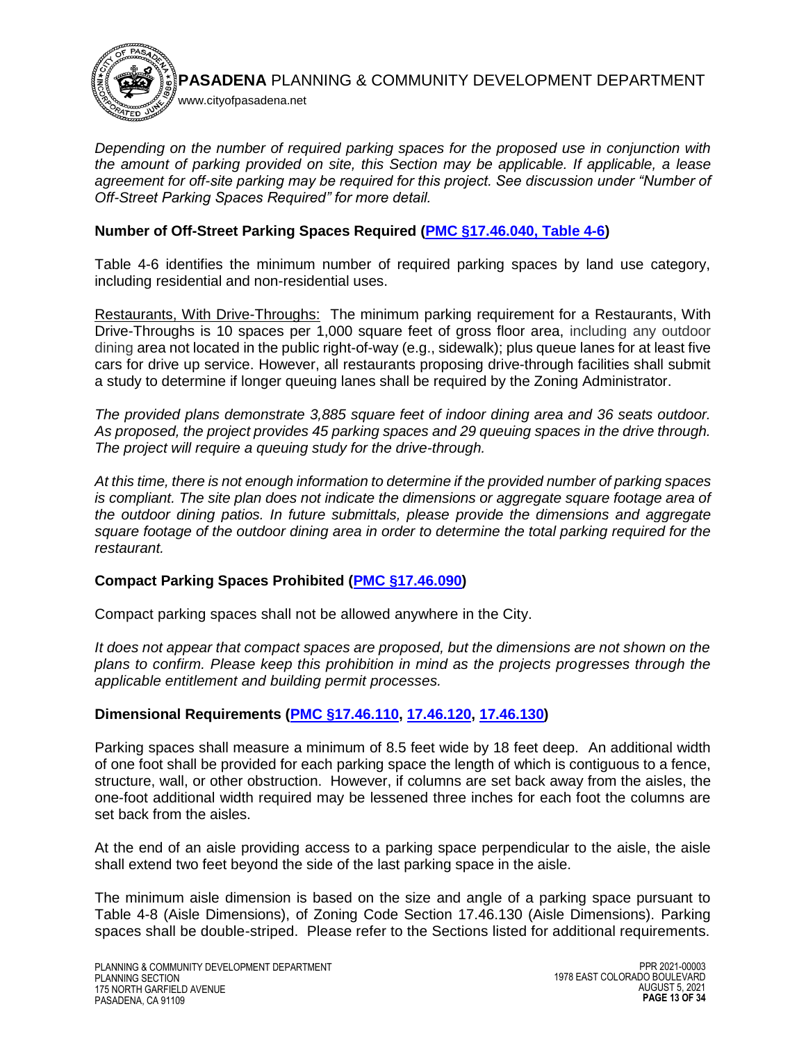*Depending on the number of required parking spaces for the proposed use in conjunction with the amount of parking provided on site, this Section may be applicable. If applicable, a lease agreement for off-site parking may be required for this project. See discussion under "Number of Off-Street Parking Spaces Required" for more detail.*

**Number of Off-Street Parking Spaces Required (PMC §17.46.040, Table 4-6)**

Table 4-6 identifies the minimum number of required parking spaces by land use category, including residential and non-residential uses.

Restaurants, With Drive-Throughs: The minimum parking requirement for a Restaurants, With Drive-Throughs is 10 spaces per 1,000 square feet of gross floor area, including any outdoor dining area not located in the public right-of-way (e.g., sidewalk); plus queue lanes for at least five cars for drive up service. However, all restaurants proposing drive-through facilities shall submit a study to determine if longer queuing lanes shall be required by the Zoning Administrator.

*The provided plans demonstrate 3,885 square feet of indoor dining area and 36 seats outdoor. As proposed, the project provides 45 parking spaces and 29 queuing spaces in the drive through. The project will require a queuing study for the drive-through.*

*At this time, there is not enough information to determine if the provided number of parking spaces is compliant. The site plan does not indicate the dimensions or aggregate square footage area of the outdoor dining patios. In future submittals, please provide the dimensions and aggregate square footage of the outdoor dining area in order to determine the total parking required for the restaurant.*

**Compact Parking Spaces Prohibited (PMC §17.46.090)**

Compact parking spaces shall not be allowed anywhere in the City.

*It does not appear that compact spaces are proposed, but the dimensions are not shown on the plans to confirm. Please keep this prohibition in mind as the projects progresses through the applicable entitlement and building permit processes.*

**Dimensional Requirements (PMC §17.46.110, 17.46.120, 17.46.130)**

Parking spaces shall measure a minimum of 8.5 feet wide by 18 feet deep. An additional width of one foot shall be provided for each parking space the length of which is contiguous to a fence, structure, wall, or other obstruction. However, if columns are set back away from the aisles, the one-foot additional width required may be lessened three inches for each foot the columns are set back from the aisles.

At the end of an aisle providing access to a parking space perpendicular to the aisle, the aisle shall extend two feet beyond the side of the last parking space in the aisle.

The minimum aisle dimension is based on the size and angle of a parking space pursuant to Table 4-8 (Aisle Dimensions), of Zoning Code Section 17.46.130 (Aisle Dimensions). Parking spaces shall be double-striped. Please refer to the Sections listed for additional requirements.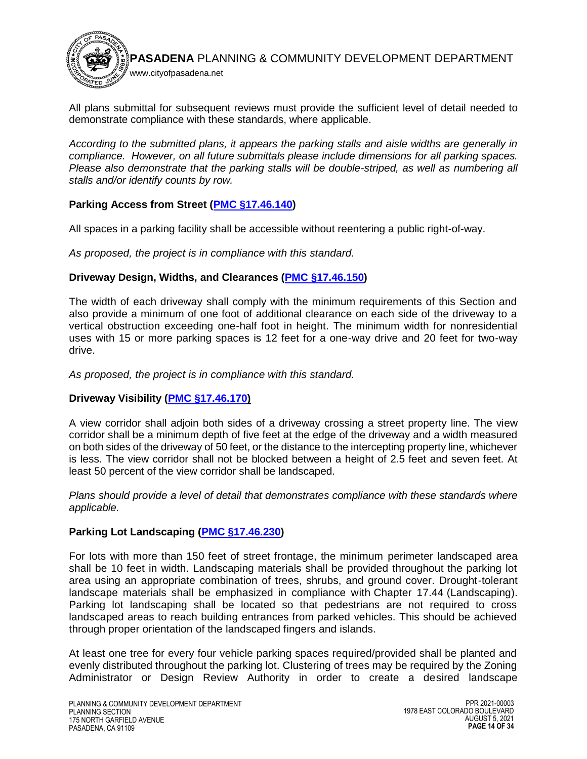All plans submittal for subsequent reviews must provide the sufficient level of detail needed to demonstrate compliance with these standards, where applicable.

*According to the submitted plans, it appears the parking stalls and aisle widths are generally in compliance. However, on all future submittals please include dimensions for all parking spaces. Please also demonstrate that the parking stalls will be double-striped, as well as numbering all stalls and/or identify counts by row.*

**Parking Access from Street (PMC §17.46.140)**

All spaces in a parking facility shall be accessible without reentering a public right-of-way.

*As proposed, the project is in compliance with this standard.*

**Driveway Design, Widths, and Clearances (PMC §17.46.150)**

The width of each driveway shall comply with the minimum requirements of this Section and also provide a minimum of one foot of additional clearance on each side of the driveway to a vertical obstruction exceeding one-half foot in height. The minimum width for nonresidential uses with 15 or more parking spaces is 12 feet for a one-way drive and 20 feet for two-way drive.

*As proposed, the project is in compliance with this standard.*

**Driveway Visibility (PMC §17.46.170)**

A view corridor shall adjoin both sides of a driveway crossing a street property line. The view corridor shall be a minimum depth of five feet at the edge of the driveway and a width measured on both sides of the driveway of 50 feet, or the distance to the intercepting property line, whichever is less. The view corridor shall not be blocked between a height of 2.5 feet and seven feet. At least 50 percent of the view corridor shall be landscaped.

*Plans should provide a level of detail that demonstrates compliance with these standards where applicable.*

**Parking Lot Landscaping (PMC §17.46.230)**

For lots with more than 150 feet of street frontage, the minimum perimeter landscaped area shall be 10 feet in width. Landscaping materials shall be provided throughout the parking lot area using an appropriate combination of trees, shrubs, and ground cover. Drought-tolerant landscape materials shall be emphasized in compliance with Chapter 17.44 (Landscaping). Parking lot landscaping shall be located so that pedestrians are not required to cross landscaped areas to reach building entrances from parked vehicles. This should be achieved through proper orientation of the landscaped fingers and islands.

At least one tree for every four vehicle parking spaces required/provided shall be planted and evenly distributed throughout the parking lot. Clustering of trees may be required by the Zoning Administrator or Design Review Authority in order to create a desired landscape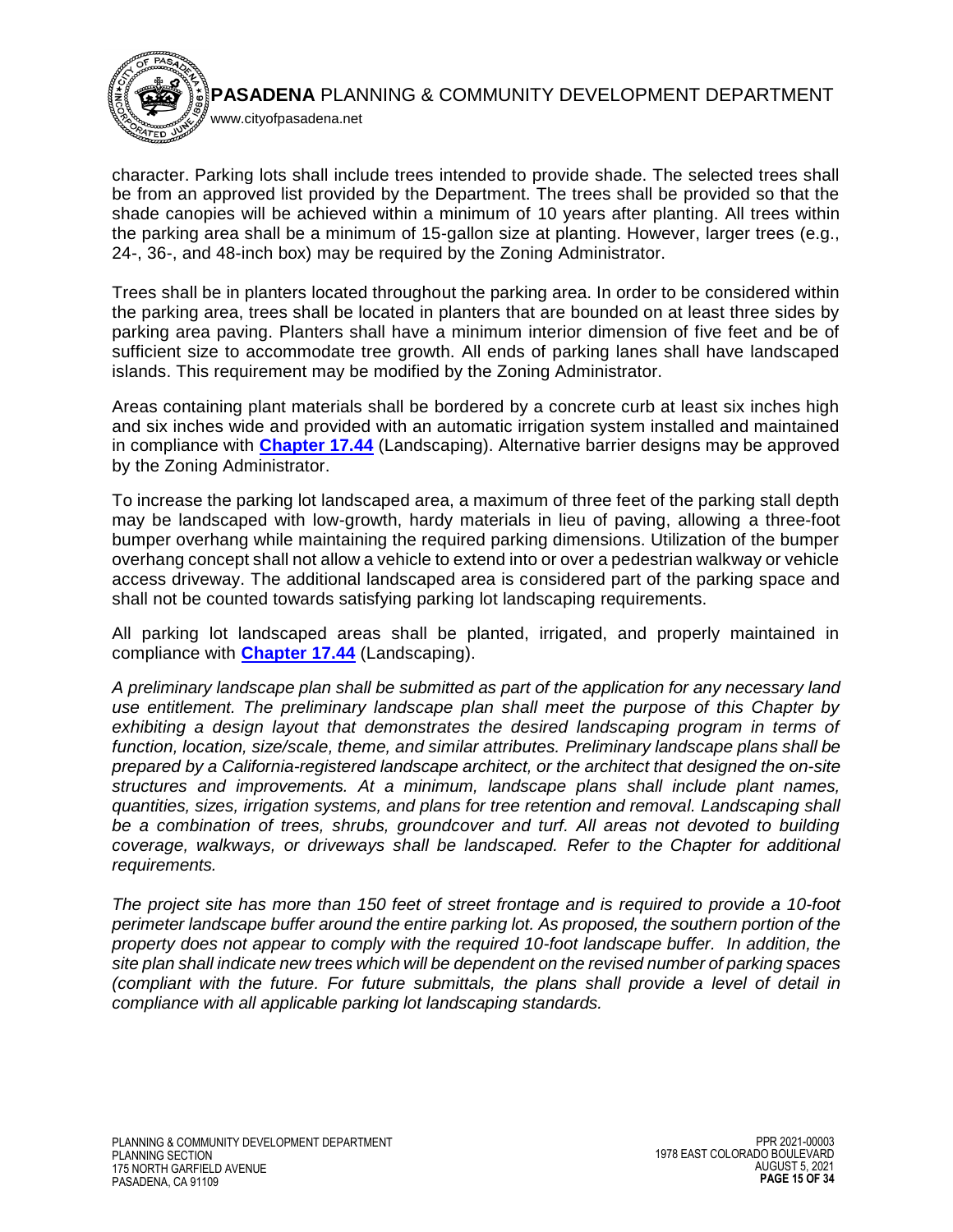character. Parking lots shall include trees intended to provide shade. The selected trees shall be from an approved list provided by the Department. The trees shall be provided so that the shade canopies will be achieved within a minimum of 10 years after planting. All trees within the parking area shall be a minimum of 15-gallon size at planting. However, larger trees (e.g., 24-, 36-, and 48-inch box) may be required by the Zoning Administrator.

Trees shall be in planters located throughout the parking area. In order to be considered within the parking area, trees shall be located in planters that are bounded on at least three sides by parking area paving. Planters shall have a minimum interior dimension of five feet and be of sufficient size to accommodate tree growth. All ends of parking lanes shall have landscaped islands. This requirement may be modified by the Zoning Administrator.

Areas containing plant materials shall be bordered by a concrete curb at least six inches high and six inches wide and provided with an automatic irrigation system installed and maintained in compliance with **Chapter 17.44** (Landscaping). Alternative barrier designs may be approved by the Zoning Administrator.

To increase the parking lot landscaped area, a maximum of three feet of the parking stall depth may be landscaped with low-growth, hardy materials in lieu of paving, allowing a three-foot bumper overhang while maintaining the required parking dimensions. Utilization of the bumper overhang concept shall not allow a vehicle to extend into or over a pedestrian walkway or vehicle access driveway. The additional landscaped area is considered part of the parking space and shall not be counted towards satisfying parking lot landscaping requirements.

All parking lot landscaped areas shall be planted, irrigated, and properly maintained in compliance with **Chapter 17.44** (Landscaping).

*A preliminary landscape plan shall be submitted as part of the application for any necessary land use entitlement. The preliminary landscape plan shall meet the purpose of this Chapter by exhibiting a design layout that demonstrates the desired landscaping program in terms of function, location, size/scale, theme, and similar attributes. Preliminary landscape plans shall be prepared by a California-registered landscape architect, or the architect that designed the on-site structures and improvements. At a minimum, landscape plans shall include plant names, quantities, sizes, irrigation systems, and plans for tree retention and removal. Landscaping shall be a combination of trees, shrubs, groundcover and turf. All areas not devoted to building coverage, walkways, or driveways shall be landscaped. Refer to the Chapter for additional requirements.*

*The project site has more than 150 feet of street frontage and is required to provide a 10-foot perimeter landscape buffer around the entire parking lot. As proposed, the southern portion of the property does not appear to comply with the required 10-foot landscape buffer. In addition, the site plan shall indicate new trees which will be dependent on the revised number of parking spaces (compliant with the future. For future submittals, the plans shall provide a level of detail in compliance with all applicable parking lot landscaping standards.*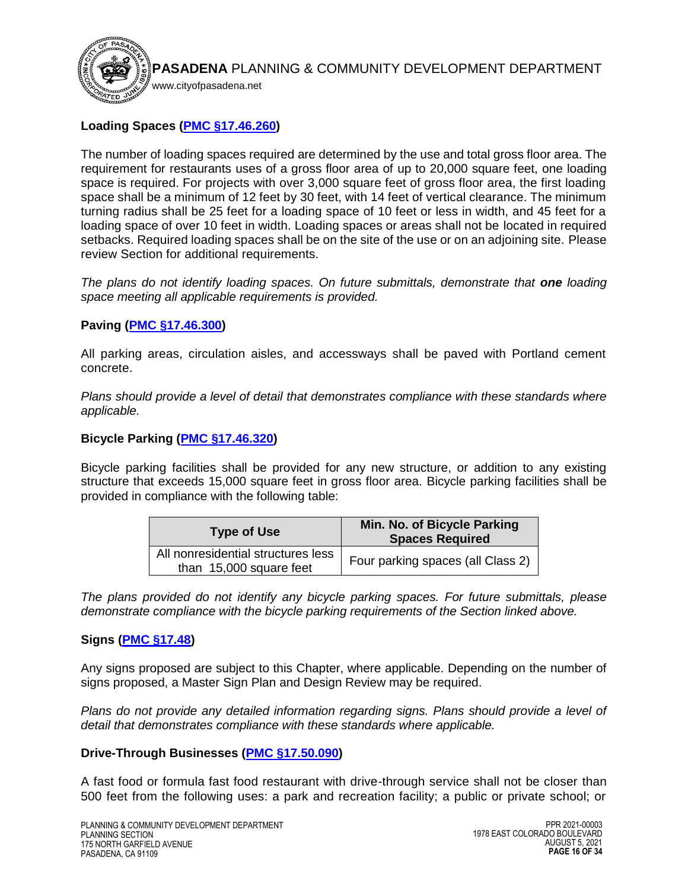**Loading Spaces ([PMC §17.46.260](#))**

The number of loading spaces required are determined by the use and total gross floor area. The requirement for restaurants uses of a gross floor area of up to 20,000 square feet, one loading space is required. For projects with over 3,000 square feet of gross floor area, the first loading space shall be a minimum of 12 feet by 30 feet, with 14 feet of vertical clearance. The minimum turning radius shall be 25 feet for a loading space of 10 feet or less in width, and 45 feet for a loading space of over 10 feet in width. Loading spaces or areas shall not be located in required setbacks. Required loading spaces shall be on the site of the use or on an adjoining site. Please review Section for additional requirements.

*The plans do not identify loading spaces. On future submittals, demonstrate that **one** loading space meeting all applicable requirements is provided.*

**Paving ([PMC §17.46.300](#))**

All parking areas, circulation aisles, and accessways shall be paved with Portland cement concrete.

*Plans should provide a level of detail that demonstrates compliance with these standards where applicable.*

**Bicycle Parking ([PMC §17.46.320](#))**

Bicycle parking facilities shall be provided for any new structure, or addition to any existing structure that exceeds 15,000 square feet in gross floor area. Bicycle parking facilities shall be provided in compliance with the following table:

| Type of Use | Min. No. of Bicycle Parking Spaces Required |
|---|---|
| All nonresidential structures less than 15,000 square feet | Four parking spaces (all Class 2) |

*The plans provided do not identify any bicycle parking spaces. For future submittals, please demonstrate compliance with the bicycle parking requirements of the Section linked above.*

**Signs ([PMC §17.48](#))**

Any signs proposed are subject to this Chapter, where applicable. Depending on the number of signs proposed, a Master Sign Plan and Design Review may be required.

*Plans do not provide any detailed information regarding signs. Plans should provide a level of detail that demonstrates compliance with these standards where applicable.*

**Drive-Through Businesses ([PMC §17.50.090](#))**

A fast food or formula fast food restaurant with drive-through service shall not be closer than 500 feet from the following uses: a park and recreation facility; a public or private school; or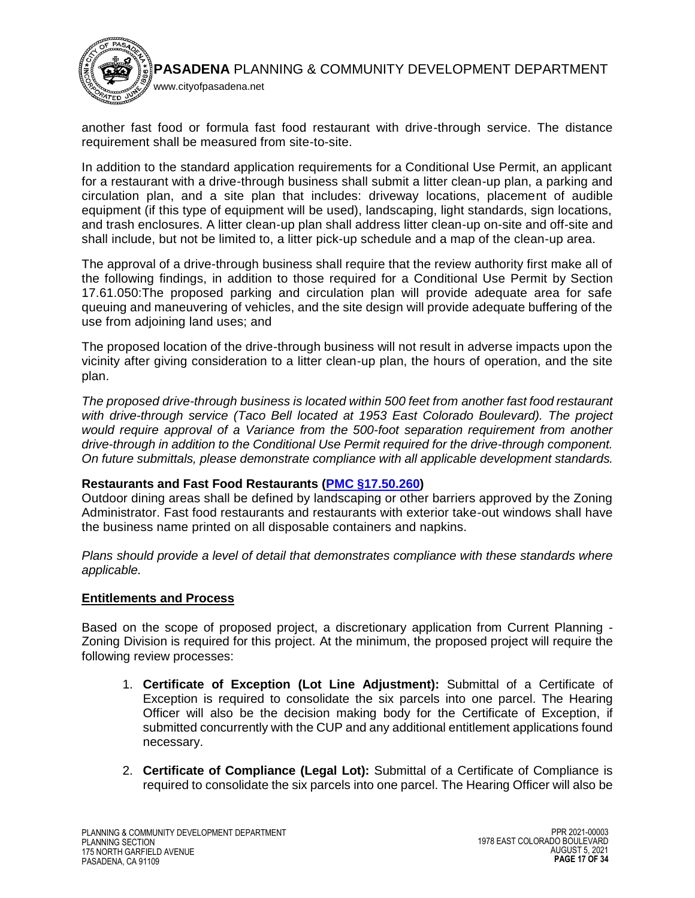another fast food or formula fast food restaurant with drive-through service. The distance requirement shall be measured from site-to-site.

In addition to the standard application requirements for a Conditional Use Permit, an applicant for a restaurant with a drive-through business shall submit a litter clean-up plan, a parking and circulation plan, and a site plan that includes: driveway locations, placement of audible equipment (if this type of equipment will be used), landscaping, light standards, sign locations, and trash enclosures. A litter clean-up plan shall address litter clean-up on-site and off-site and shall include, but not be limited to, a litter pick-up schedule and a map of the clean-up area.

The approval of a drive-through business shall require that the review authority first make all of the following findings, in addition to those required for a Conditional Use Permit by Section 17.61.050:The proposed parking and circulation plan will provide adequate area for safe queuing and maneuvering of vehicles, and the site design will provide adequate buffering of the use from adjoining land uses; and

The proposed location of the drive-through business will not result in adverse impacts upon the vicinity after giving consideration to a litter clean-up plan, the hours of operation, and the site plan.

*The proposed drive-through business is located within 500 feet from another fast food restaurant with drive-through service (Taco Bell located at 1953 East Colorado Boulevard). The project would require approval of a Variance from the 500-foot separation requirement from another drive-through in addition to the Conditional Use Permit required for the drive-through component. On future submittals, please demonstrate compliance with all applicable development standards.*

**Restaurants and Fast Food Restaurants (PMC §17.50.260)**

Outdoor dining areas shall be defined by landscaping or other barriers approved by the Zoning Administrator. Fast food restaurants and restaurants with exterior take-out windows shall have the business name printed on all disposable containers and napkins.

*Plans should provide a level of detail that demonstrates compliance with these standards where applicable.*

## Entitlements and Process

Based on the scope of proposed project, a discretionary application from Current Planning - Zoning Division is required for this project. At the minimum, the proposed project will require the following review processes:

1. **Certificate of Exception (Lot Line Adjustment):** Submittal of a Certificate of Exception is required to consolidate the six parcels into one parcel. The Hearing Officer will also be the decision making body for the Certificate of Exception, if submitted concurrently with the CUP and any additional entitlement applications found necessary.

2. **Certificate of Compliance (Legal Lot):** Submittal of a Certificate of Compliance is required to consolidate the six parcels into one parcel. The Hearing Officer will also be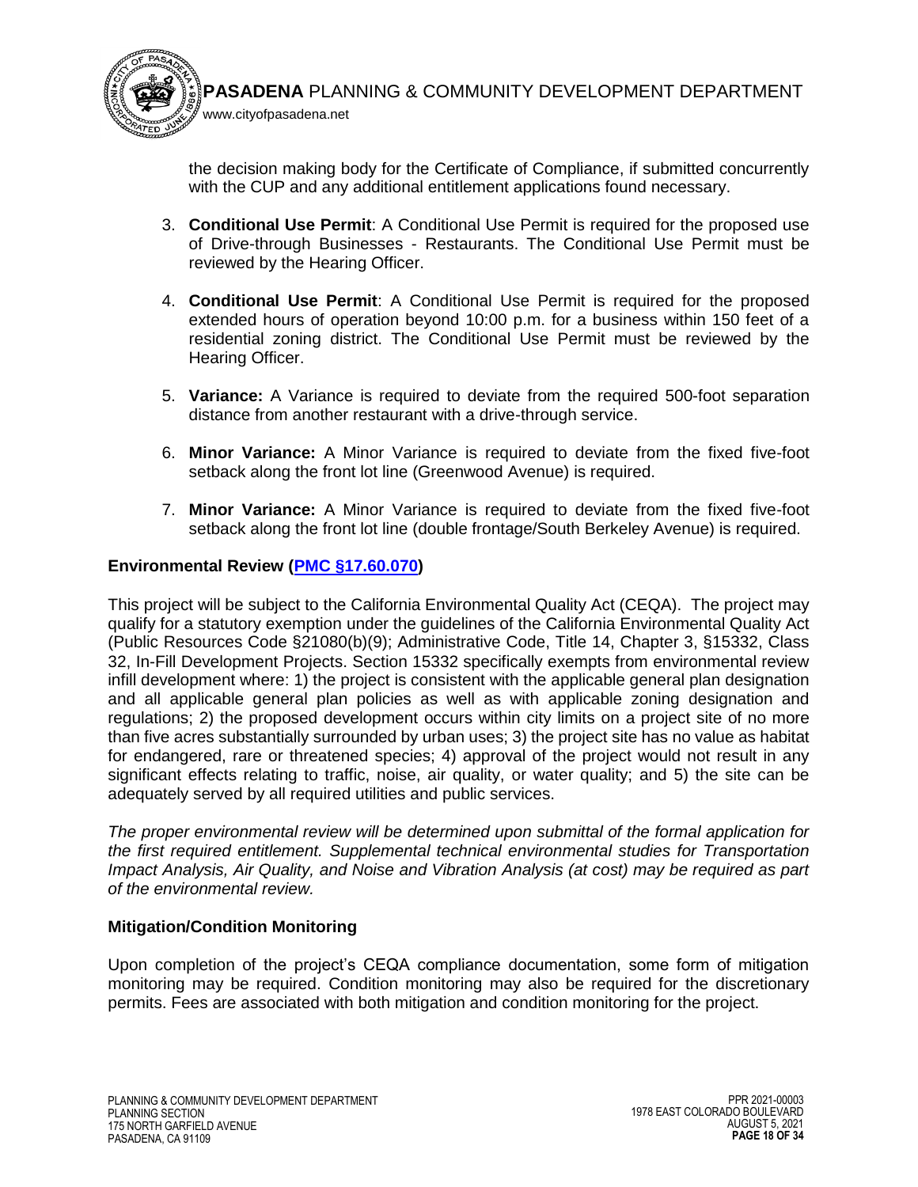the decision making body for the Certificate of Compliance, if submitted concurrently with the CUP and any additional entitlement applications found necessary.

3. **Conditional Use Permit**: A Conditional Use Permit is required for the proposed use of Drive-through Businesses - Restaurants. The Conditional Use Permit must be reviewed by the Hearing Officer.

4. **Conditional Use Permit**: A Conditional Use Permit is required for the proposed extended hours of operation beyond 10:00 p.m. for a business within 150 feet of a residential zoning district. The Conditional Use Permit must be reviewed by the Hearing Officer.

5. **Variance:** A Variance is required to deviate from the required 500-foot separation distance from another restaurant with a drive-through service.

6. **Minor Variance:** A Minor Variance is required to deviate from the fixed five-foot setback along the front lot line (Greenwood Avenue) is required.

7. **Minor Variance:** A Minor Variance is required to deviate from the fixed five-foot setback along the front lot line (double frontage/South Berkeley Avenue) is required.

**Environmental Review (PMC §17.60.070)**

This project will be subject to the California Environmental Quality Act (CEQA). The project may qualify for a statutory exemption under the guidelines of the California Environmental Quality Act (Public Resources Code §21080(b)(9); Administrative Code, Title 14, Chapter 3, §15332, Class 32, In-Fill Development Projects. Section 15332 specifically exempts from environmental review infill development where: 1) the project is consistent with the applicable general plan designation and all applicable general plan policies as well as with applicable zoning designation and regulations; 2) the proposed development occurs within city limits on a project site of no more than five acres substantially surrounded by urban uses; 3) the project site has no value as habitat for endangered, rare or threatened species; 4) approval of the project would not result in any significant effects relating to traffic, noise, air quality, or water quality; and 5) the site can be adequately served by all required utilities and public services.

*The proper environmental review will be determined upon submittal of the formal application for the first required entitlement. Supplemental technical environmental studies for Transportation Impact Analysis, Air Quality, and Noise and Vibration Analysis (at cost) may be required as part of the environmental review.*

**Mitigation/Condition Monitoring**

Upon completion of the project's CEQA compliance documentation, some form of mitigation monitoring may be required. Condition monitoring may also be required for the discretionary permits. Fees are associated with both mitigation and condition monitoring for the project.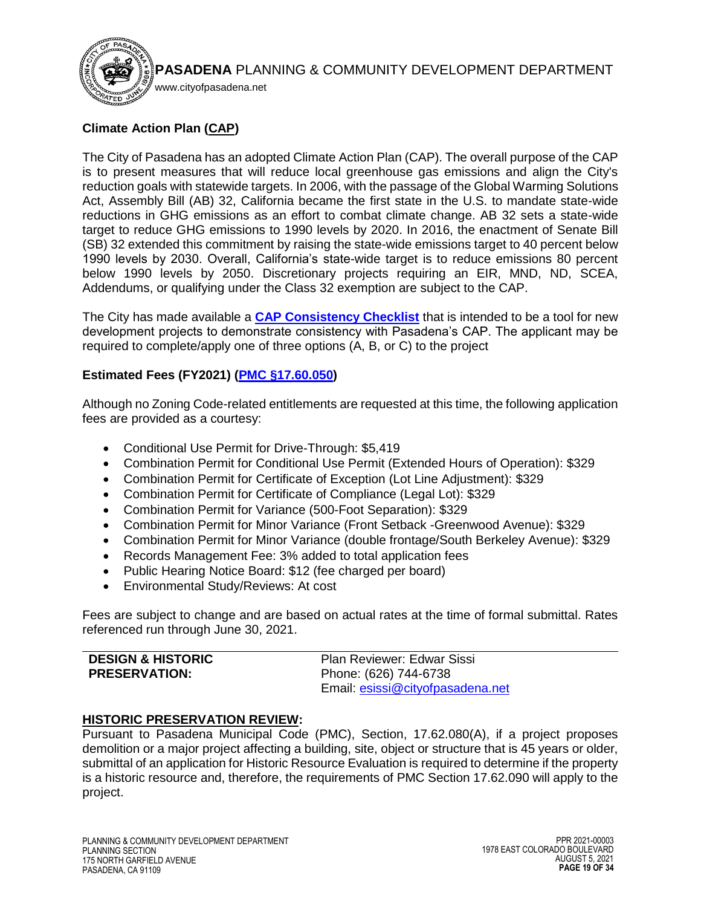### Climate Action Plan (CAP)

The City of Pasadena has an adopted Climate Action Plan (CAP). The overall purpose of the CAP is to present measures that will reduce local greenhouse gas emissions and align the City's reduction goals with statewide targets. In 2006, with the passage of the Global Warming Solutions Act, Assembly Bill (AB) 32, California became the first state in the U.S. to mandate state-wide reductions in GHG emissions as an effort to combat climate change. AB 32 sets a state-wide target to reduce GHG emissions to 1990 levels by 2020. In 2016, the enactment of Senate Bill (SB) 32 extended this commitment by raising the state-wide emissions target to 40 percent below 1990 levels by 2030. Overall, California's state-wide target is to reduce emissions 80 percent below 1990 levels by 2050. Discretionary projects requiring an EIR, MND, ND, SCEA, Addendums, or qualifying under the Class 32 exemption are subject to the CAP.

The City has made available a **CAP Consistency Checklist** that is intended to be a tool for new development projects to demonstrate consistency with Pasadena's CAP. The applicant may be required to complete/apply one of three options (A, B, or C) to the project

### Estimated Fees (FY2021) (PMC §17.60.050)

Although no Zoning Code-related entitlements are requested at this time, the following application fees are provided as a courtesy:

- Conditional Use Permit for Drive-Through: $5,419
- Combination Permit for Conditional Use Permit (Extended Hours of Operation): $329
- Combination Permit for Certificate of Exception (Lot Line Adjustment): $329
- Combination Permit for Certificate of Compliance (Legal Lot): $329
- Combination Permit for Variance (500-Foot Separation): $329
- Combination Permit for Minor Variance (Front Setback -Greenwood Avenue): $329
- Combination Permit for Minor Variance (double frontage/South Berkeley Avenue): $329
- Records Management Fee: 3% added to total application fees
- Public Hearing Notice Board: $12 (fee charged per board)
- Environmental Study/Reviews: At cost

Fees are subject to change and are based on actual rates at the time of formal submittal. Rates referenced run through June 30, 2021.

---

| **DESIGN & HISTORIC PRESERVATION:** | Plan Reviewer: Edwar Sissi<br>Phone: (626) 744-6738<br>Email: esissi@cityofpasadena.net |
|---|---|

### HISTORIC PRESERVATION REVIEW:

Pursuant to Pasadena Municipal Code (PMC), Section, 17.62.080(A), if a project proposes demolition or a major project affecting a building, site, object or structure that is 45 years or older, submittal of an application for Historic Resource Evaluation is required to determine if the property is a historic resource and, therefore, the requirements of PMC Section 17.62.090 will apply to the project.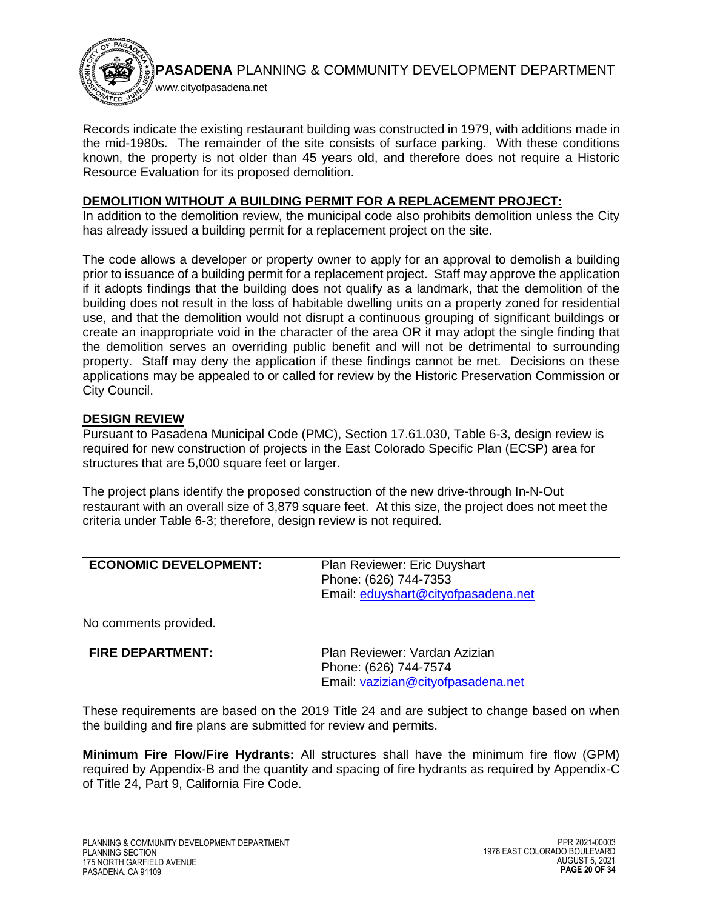Records indicate the existing restaurant building was constructed in 1979, with additions made in the mid-1980s. The remainder of the site consists of surface parking. With these conditions known, the property is not older than 45 years old, and therefore does not require a Historic Resource Evaluation for its proposed demolition.

**DEMOLITION WITHOUT A BUILDING PERMIT FOR A REPLACEMENT PROJECT:**

In addition to the demolition review, the municipal code also prohibits demolition unless the City has already issued a building permit for a replacement project on the site.

The code allows a developer or property owner to apply for an approval to demolish a building prior to issuance of a building permit for a replacement project. Staff may approve the application if it adopts findings that the building does not qualify as a landmark, that the demolition of the building does not result in the loss of habitable dwelling units on a property zoned for residential use, and that the demolition would not disrupt a continuous grouping of significant buildings or create an inappropriate void in the character of the area OR it may adopt the single finding that the demolition serves an overriding public benefit and will not be detrimental to surrounding property. Staff may deny the application if these findings cannot be met. Decisions on these applications may be appealed to or called for review by the Historic Preservation Commission or City Council.

**DESIGN REVIEW**

Pursuant to Pasadena Municipal Code (PMC), Section 17.61.030, Table 6-3, design review is required for new construction of projects in the East Colorado Specific Plan (ECSP) area for structures that are 5,000 square feet or larger.

The project plans identify the proposed construction of the new drive-through In-N-Out restaurant with an overall size of 3,879 square feet. At this size, the project does not meet the criteria under Table 6-3; therefore, design review is not required.

| **ECONOMIC DEVELOPMENT:** | Plan Reviewer: Eric Duyshart<br>Phone: (626) 744-7353<br>Email: eduyshart@cityofpasadena.net |
|---|---|

No comments provided.

| **FIRE DEPARTMENT:** | Plan Reviewer: Vardan Azizian<br>Phone: (626) 744-7574<br>Email: vazizian@cityofpasadena.net |
|---|---|

These requirements are based on the 2019 Title 24 and are subject to change based on when the building and fire plans are submitted for review and permits.

**Minimum Fire Flow/Fire Hydrants:** All structures shall have the minimum fire flow (GPM) required by Appendix-B and the quantity and spacing of fire hydrants as required by Appendix-C of Title 24, Part 9, California Fire Code.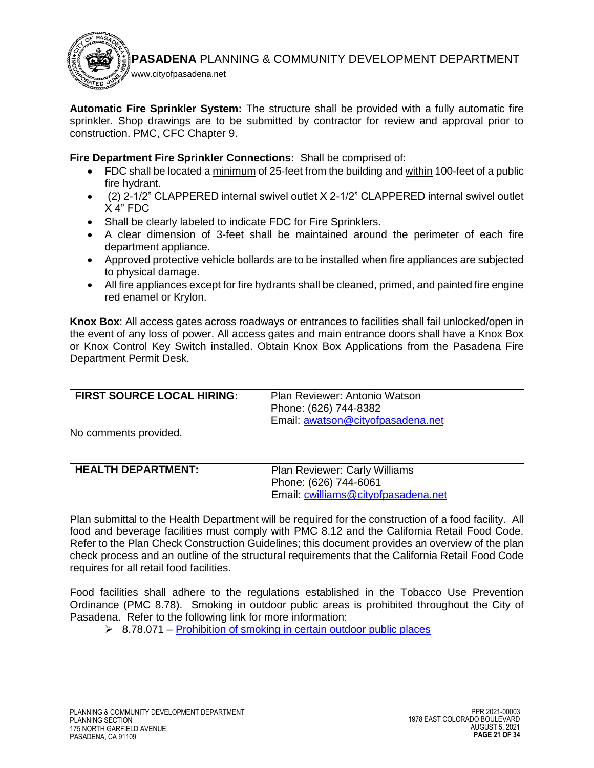**Automatic Fire Sprinkler System:** The structure shall be provided with a fully automatic fire sprinkler. Shop drawings are to be submitted by contractor for review and approval prior to construction. PMC, CFC Chapter 9.

**Fire Department Fire Sprinkler Connections:** Shall be comprised of:

- FDC shall be located a minimum of 25-feet from the building and within 100-feet of a public fire hydrant.
- (2) 2-1/2" CLAPPERED internal swivel outlet X 2-1/2" CLAPPERED internal swivel outlet X 4" FDC
- Shall be clearly labeled to indicate FDC for Fire Sprinklers.
- A clear dimension of 3-feet shall be maintained around the perimeter of each fire department appliance.
- Approved protective vehicle bollards are to be installed when fire appliances are subjected to physical damage.
- All fire appliances except for fire hydrants shall be cleaned, primed, and painted fire engine red enamel or Krylon.

**Knox Box**: All access gates across roadways or entrances to facilities shall fail unlocked/open in the event of any loss of power. All access gates and main entrance doors shall have a Knox Box or Knox Control Key Switch installed. Obtain Knox Box Applications from the Pasadena Fire Department Permit Desk.

| **FIRST SOURCE LOCAL HIRING:** | Plan Reviewer: Antonio Watson<br>Phone: (626) 744-8382<br>Email: awatson@cityofpasadena.net |
|---|---|

No comments provided.

| **HEALTH DEPARTMENT:** | Plan Reviewer: Carly Williams<br>Phone: (626) 744-6061<br>Email: cwilliams@cityofpasadena.net |
|---|---|

Plan submittal to the Health Department will be required for the construction of a food facility. All food and beverage facilities must comply with PMC 8.12 and the California Retail Food Code. Refer to the Plan Check Construction Guidelines; this document provides an overview of the plan check process and an outline of the structural requirements that the California Retail Food Code requires for all retail food facilities.

Food facilities shall adhere to the regulations established in the Tobacco Use Prevention Ordinance (PMC 8.78). Smoking in outdoor public areas is prohibited throughout the City of Pasadena. Refer to the following link for more information:

- 8.78.071 – Prohibition of smoking in certain outdoor public places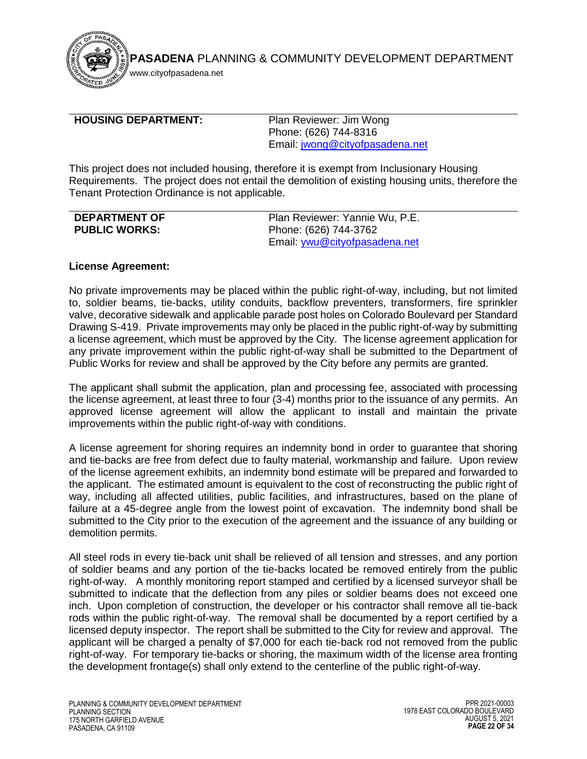**HOUSING DEPARTMENT:**

Plan Reviewer: Jim Wong
Phone: (626) 744-8316
Email: jwong@cityofpasadena.net

This project does not included housing, therefore it is exempt from Inclusionary Housing Requirements. The project does not entail the demolition of existing housing units, therefore the Tenant Protection Ordinance is not applicable.

**DEPARTMENT OF PUBLIC WORKS:**

Plan Reviewer: Yannie Wu, P.E.
Phone: (626) 744-3762
Email: ywu@cityofpasadena.net

**License Agreement:**

No private improvements may be placed within the public right-of-way, including, but not limited to, soldier beams, tie-backs, utility conduits, backflow preventers, transformers, fire sprinkler valve, decorative sidewalk and applicable parade post holes on Colorado Boulevard per Standard Drawing S-419. Private improvements may only be placed in the public right-of-way by submitting a license agreement, which must be approved by the City. The license agreement application for any private improvement within the public right-of-way shall be submitted to the Department of Public Works for review and shall be approved by the City before any permits are granted.

The applicant shall submit the application, plan and processing fee, associated with processing the license agreement, at least three to four (3-4) months prior to the issuance of any permits. An approved license agreement will allow the applicant to install and maintain the private improvements within the public right-of-way with conditions.

A license agreement for shoring requires an indemnity bond in order to guarantee that shoring and tie-backs are free from defect due to faulty material, workmanship and failure. Upon review of the license agreement exhibits, an indemnity bond estimate will be prepared and forwarded to the applicant. The estimated amount is equivalent to the cost of reconstructing the public right of way, including all affected utilities, public facilities, and infrastructures, based on the plane of failure at a 45-degree angle from the lowest point of excavation. The indemnity bond shall be submitted to the City prior to the execution of the agreement and the issuance of any building or demolition permits.

All steel rods in every tie-back unit shall be relieved of all tension and stresses, and any portion of soldier beams and any portion of the tie-backs located be removed entirely from the public right-of-way. A monthly monitoring report stamped and certified by a licensed surveyor shall be submitted to indicate that the deflection from any piles or soldier beams does not exceed one inch. Upon completion of construction, the developer or his contractor shall remove all tie-back rods within the public right-of-way. The removal shall be documented by a report certified by a licensed deputy inspector. The report shall be submitted to the City for review and approval. The applicant will be charged a penalty of $7,000 for each tie-back rod not removed from the public right-of-way. For temporary tie-backs or shoring, the maximum width of the license area fronting the development frontage(s) shall only extend to the centerline of the public right-of-way.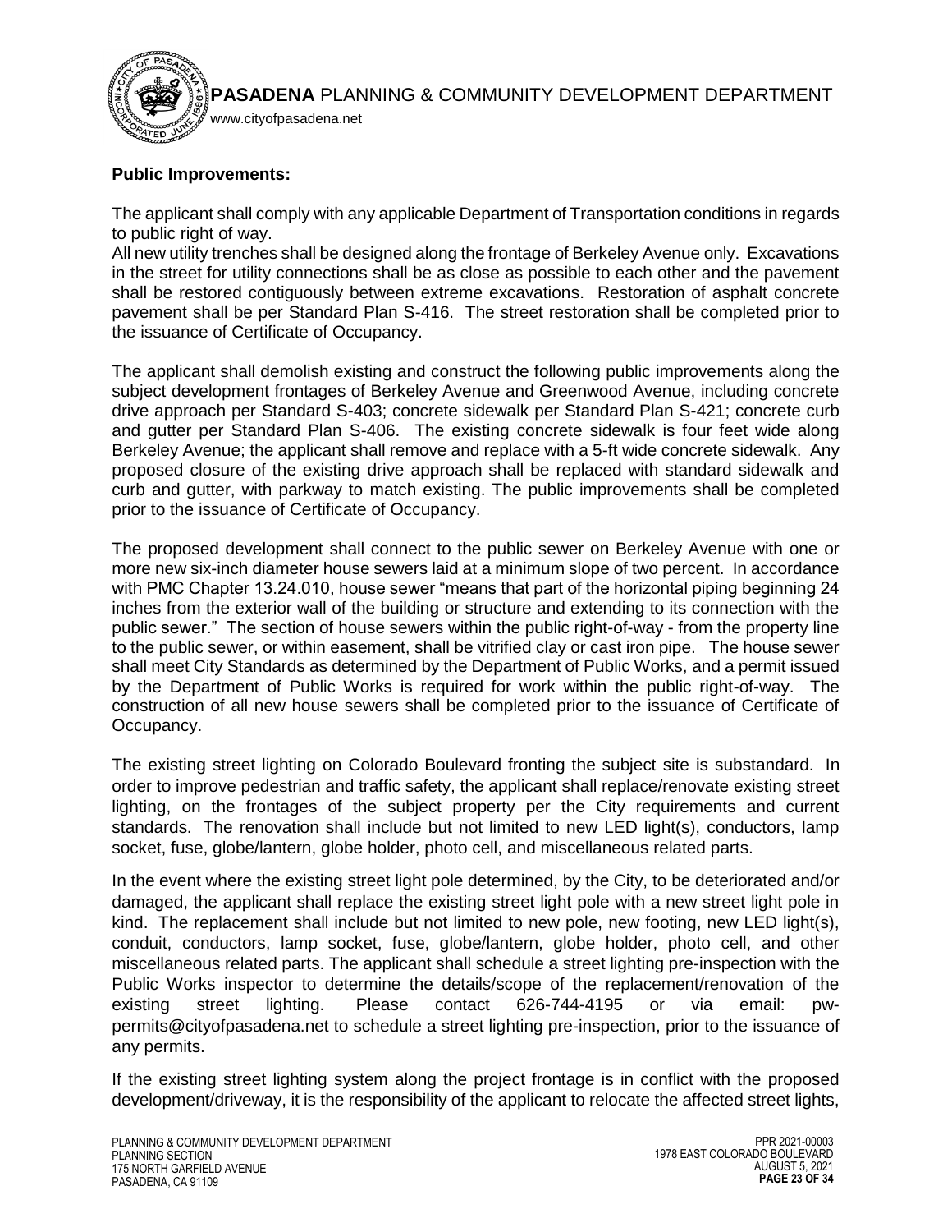**Public Improvements:**

The applicant shall comply with any applicable Department of Transportation conditions in regards to public right of way.
All new utility trenches shall be designed along the frontage of Berkeley Avenue only. Excavations in the street for utility connections shall be as close as possible to each other and the pavement shall be restored contiguously between extreme excavations. Restoration of asphalt concrete pavement shall be per Standard Plan S-416. The street restoration shall be completed prior to the issuance of Certificate of Occupancy.

The applicant shall demolish existing and construct the following public improvements along the subject development frontages of Berkeley Avenue and Greenwood Avenue, including concrete drive approach per Standard S-403; concrete sidewalk per Standard Plan S-421; concrete curb and gutter per Standard Plan S-406. The existing concrete sidewalk is four feet wide along Berkeley Avenue; the applicant shall remove and replace with a 5-ft wide concrete sidewalk. Any proposed closure of the existing drive approach shall be replaced with standard sidewalk and curb and gutter, with parkway to match existing. The public improvements shall be completed prior to the issuance of Certificate of Occupancy.

The proposed development shall connect to the public sewer on Berkeley Avenue with one or more new six-inch diameter house sewers laid at a minimum slope of two percent. In accordance with PMC Chapter 13.24.010, house sewer "means that part of the horizontal piping beginning 24 inches from the exterior wall of the building or structure and extending to its connection with the public sewer." The section of house sewers within the public right-of-way - from the property line to the public sewer, or within easement, shall be vitrified clay or cast iron pipe. The house sewer shall meet City Standards as determined by the Department of Public Works, and a permit issued by the Department of Public Works is required for work within the public right-of-way. The construction of all new house sewers shall be completed prior to the issuance of Certificate of Occupancy.

The existing street lighting on Colorado Boulevard fronting the subject site is substandard. In order to improve pedestrian and traffic safety, the applicant shall replace/renovate existing street lighting, on the frontages of the subject property per the City requirements and current standards. The renovation shall include but not limited to new LED light(s), conductors, lamp socket, fuse, globe/lantern, globe holder, photo cell, and miscellaneous related parts.

In the event where the existing street light pole determined, by the City, to be deteriorated and/or damaged, the applicant shall replace the existing street light pole with a new street light pole in kind. The replacement shall include but not limited to new pole, new footing, new LED light(s), conduit, conductors, lamp socket, fuse, globe/lantern, globe holder, photo cell, and other miscellaneous related parts. The applicant shall schedule a street lighting pre-inspection with the Public Works inspector to determine the details/scope of the replacement/renovation of the existing street lighting. Please contact 626-744-4195 or via email: pw-permits@cityofpasadena.net to schedule a street lighting pre-inspection, prior to the issuance of any permits.

If the existing street lighting system along the project frontage is in conflict with the proposed development/driveway, it is the responsibility of the applicant to relocate the affected street lights,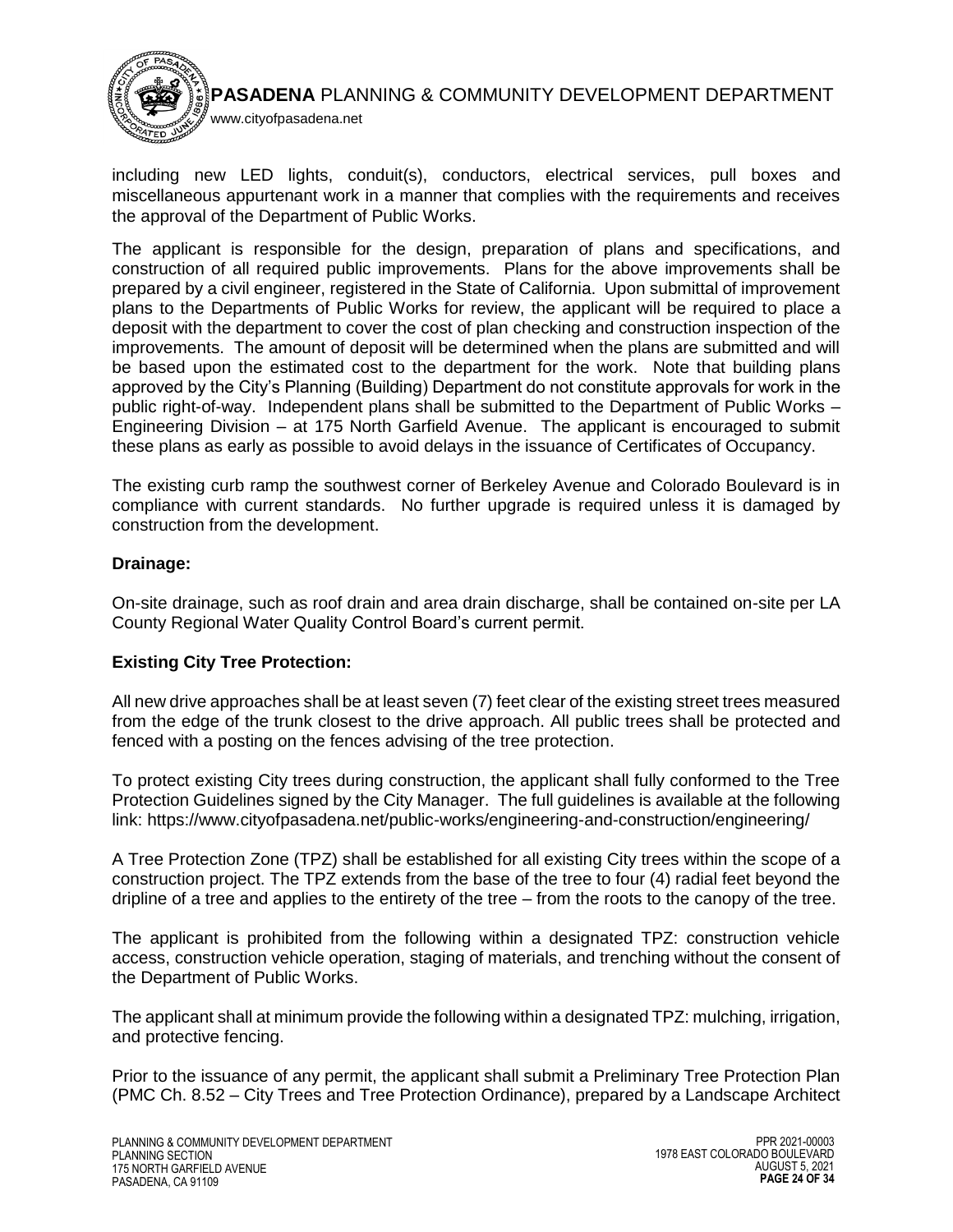including new LED lights, conduit(s), conductors, electrical services, pull boxes and miscellaneous appurtenant work in a manner that complies with the requirements and receives the approval of the Department of Public Works.

The applicant is responsible for the design, preparation of plans and specifications, and construction of all required public improvements. Plans for the above improvements shall be prepared by a civil engineer, registered in the State of California. Upon submittal of improvement plans to the Departments of Public Works for review, the applicant will be required to place a deposit with the department to cover the cost of plan checking and construction inspection of the improvements. The amount of deposit will be determined when the plans are submitted and will be based upon the estimated cost to the department for the work. Note that building plans approved by the City's Planning (Building) Department do not constitute approvals for work in the public right-of-way. Independent plans shall be submitted to the Department of Public Works – Engineering Division – at 175 North Garfield Avenue. The applicant is encouraged to submit these plans as early as possible to avoid delays in the issuance of Certificates of Occupancy.

The existing curb ramp the southwest corner of Berkeley Avenue and Colorado Boulevard is in compliance with current standards. No further upgrade is required unless it is damaged by construction from the development.

**Drainage:**

On-site drainage, such as roof drain and area drain discharge, shall be contained on-site per LA County Regional Water Quality Control Board's current permit.

**Existing City Tree Protection:**

All new drive approaches shall be at least seven (7) feet clear of the existing street trees measured from the edge of the trunk closest to the drive approach. All public trees shall be protected and fenced with a posting on the fences advising of the tree protection.

To protect existing City trees during construction, the applicant shall fully conformed to the Tree Protection Guidelines signed by the City Manager. The full guidelines is available at the following link: https://www.cityofpasadena.net/public-works/engineering-and-construction/engineering/

A Tree Protection Zone (TPZ) shall be established for all existing City trees within the scope of a construction project. The TPZ extends from the base of the tree to four (4) radial feet beyond the dripline of a tree and applies to the entirety of the tree – from the roots to the canopy of the tree.

The applicant is prohibited from the following within a designated TPZ: construction vehicle access, construction vehicle operation, staging of materials, and trenching without the consent of the Department of Public Works.

The applicant shall at minimum provide the following within a designated TPZ: mulching, irrigation, and protective fencing.

Prior to the issuance of any permit, the applicant shall submit a Preliminary Tree Protection Plan (PMC Ch. 8.52 – City Trees and Tree Protection Ordinance), prepared by a Landscape Architect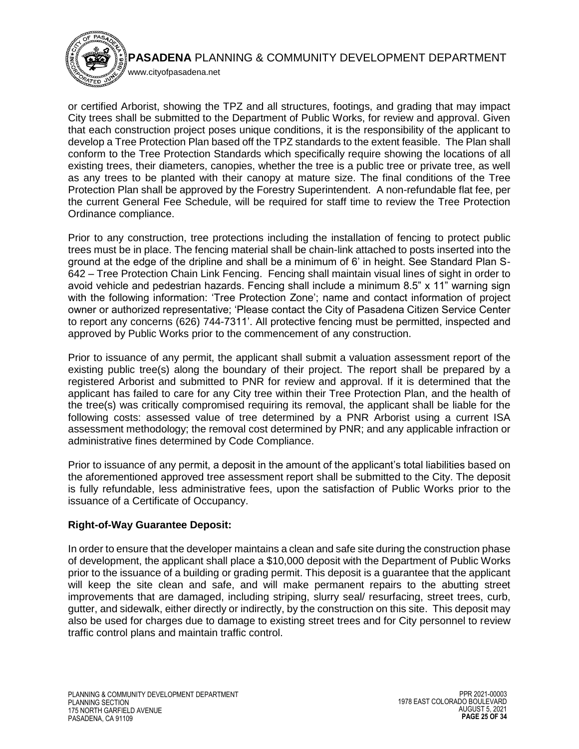or certified Arborist, showing the TPZ and all structures, footings, and grading that may impact City trees shall be submitted to the Department of Public Works, for review and approval. Given that each construction project poses unique conditions, it is the responsibility of the applicant to develop a Tree Protection Plan based off the TPZ standards to the extent feasible. The Plan shall conform to the Tree Protection Standards which specifically require showing the locations of all existing trees, their diameters, canopies, whether the tree is a public tree or private tree, as well as any trees to be planted with their canopy at mature size. The final conditions of the Tree Protection Plan shall be approved by the Forestry Superintendent. A non-refundable flat fee, per the current General Fee Schedule, will be required for staff time to review the Tree Protection Ordinance compliance.

Prior to any construction, tree protections including the installation of fencing to protect public trees must be in place. The fencing material shall be chain-link attached to posts inserted into the ground at the edge of the dripline and shall be a minimum of 6' in height. See Standard Plan S-642 – Tree Protection Chain Link Fencing. Fencing shall maintain visual lines of sight in order to avoid vehicle and pedestrian hazards. Fencing shall include a minimum 8.5" x 11" warning sign with the following information: 'Tree Protection Zone'; name and contact information of project owner or authorized representative; 'Please contact the City of Pasadena Citizen Service Center to report any concerns (626) 744-7311'. All protective fencing must be permitted, inspected and approved by Public Works prior to the commencement of any construction.

Prior to issuance of any permit, the applicant shall submit a valuation assessment report of the existing public tree(s) along the boundary of their project. The report shall be prepared by a registered Arborist and submitted to PNR for review and approval. If it is determined that the applicant has failed to care for any City tree within their Tree Protection Plan, and the health of the tree(s) was critically compromised requiring its removal, the applicant shall be liable for the following costs: assessed value of tree determined by a PNR Arborist using a current ISA assessment methodology; the removal cost determined by PNR; and any applicable infraction or administrative fines determined by Code Compliance.

Prior to issuance of any permit, a deposit in the amount of the applicant's total liabilities based on the aforementioned approved tree assessment report shall be submitted to the City. The deposit is fully refundable, less administrative fees, upon the satisfaction of Public Works prior to the issuance of a Certificate of Occupancy.

**Right-of-Way Guarantee Deposit:**

In order to ensure that the developer maintains a clean and safe site during the construction phase of development, the applicant shall place a $10,000 deposit with the Department of Public Works prior to the issuance of a building or grading permit. This deposit is a guarantee that the applicant will keep the site clean and safe, and will make permanent repairs to the abutting street improvements that are damaged, including striping, slurry seal/ resurfacing, street trees, curb, gutter, and sidewalk, either directly or indirectly, by the construction on this site. This deposit may also be used for charges due to damage to existing street trees and for City personnel to review traffic control plans and maintain traffic control.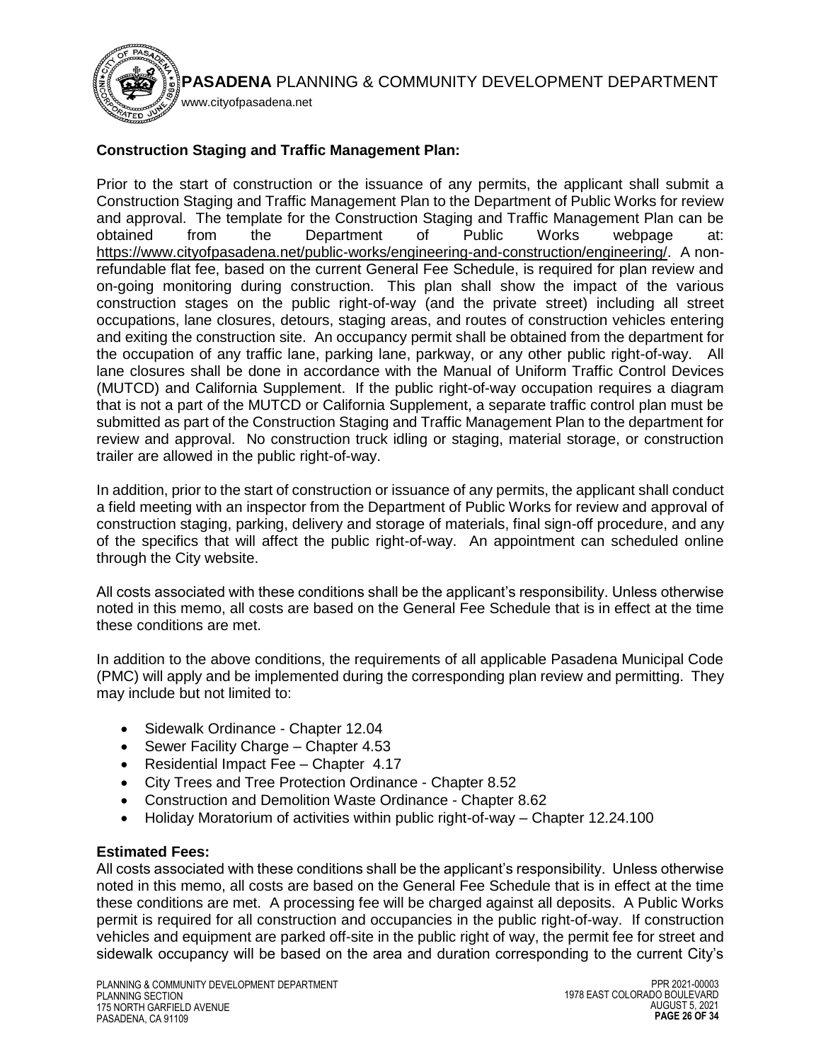**Construction Staging and Traffic Management Plan:**

Prior to the start of construction or the issuance of any permits, the applicant shall submit a Construction Staging and Traffic Management Plan to the Department of Public Works for review and approval. The template for the Construction Staging and Traffic Management Plan can be obtained from the Department of Public Works webpage at: https://www.cityofpasadena.net/public-works/engineering-and-construction/engineering/. A non-refundable flat fee, based on the current General Fee Schedule, is required for plan review and on-going monitoring during construction. This plan shall show the impact of the various construction stages on the public right-of-way (and the private street) including all street occupations, lane closures, detours, staging areas, and routes of construction vehicles entering and exiting the construction site. An occupancy permit shall be obtained from the department for the occupation of any traffic lane, parking lane, parkway, or any other public right-of-way. All lane closures shall be done in accordance with the Manual of Uniform Traffic Control Devices (MUTCD) and California Supplement. If the public right-of-way occupation requires a diagram that is not a part of the MUTCD or California Supplement, a separate traffic control plan must be submitted as part of the Construction Staging and Traffic Management Plan to the department for review and approval. No construction truck idling or staging, material storage, or construction trailer are allowed in the public right-of-way.

In addition, prior to the start of construction or issuance of any permits, the applicant shall conduct a field meeting with an inspector from the Department of Public Works for review and approval of construction staging, parking, delivery and storage of materials, final sign-off procedure, and any of the specifics that will affect the public right-of-way. An appointment can scheduled online through the City website.

All costs associated with these conditions shall be the applicant's responsibility. Unless otherwise noted in this memo, all costs are based on the General Fee Schedule that is in effect at the time these conditions are met.

In addition to the above conditions, the requirements of all applicable Pasadena Municipal Code (PMC) will apply and be implemented during the corresponding plan review and permitting. They may include but not limited to:

- Sidewalk Ordinance - Chapter 12.04
- Sewer Facility Charge – Chapter 4.53
- Residential Impact Fee – Chapter 4.17
- City Trees and Tree Protection Ordinance - Chapter 8.52
- Construction and Demolition Waste Ordinance - Chapter 8.62
- Holiday Moratorium of activities within public right-of-way – Chapter 12.24.100

**Estimated Fees:**

All costs associated with these conditions shall be the applicant's responsibility. Unless otherwise noted in this memo, all costs are based on the General Fee Schedule that is in effect at the time these conditions are met. A processing fee will be charged against all deposits. A Public Works permit is required for all construction and occupancies in the public right-of-way. If construction vehicles and equipment are parked off-site in the public right of way, the permit fee for street and sidewalk occupancy will be based on the area and duration corresponding to the current City's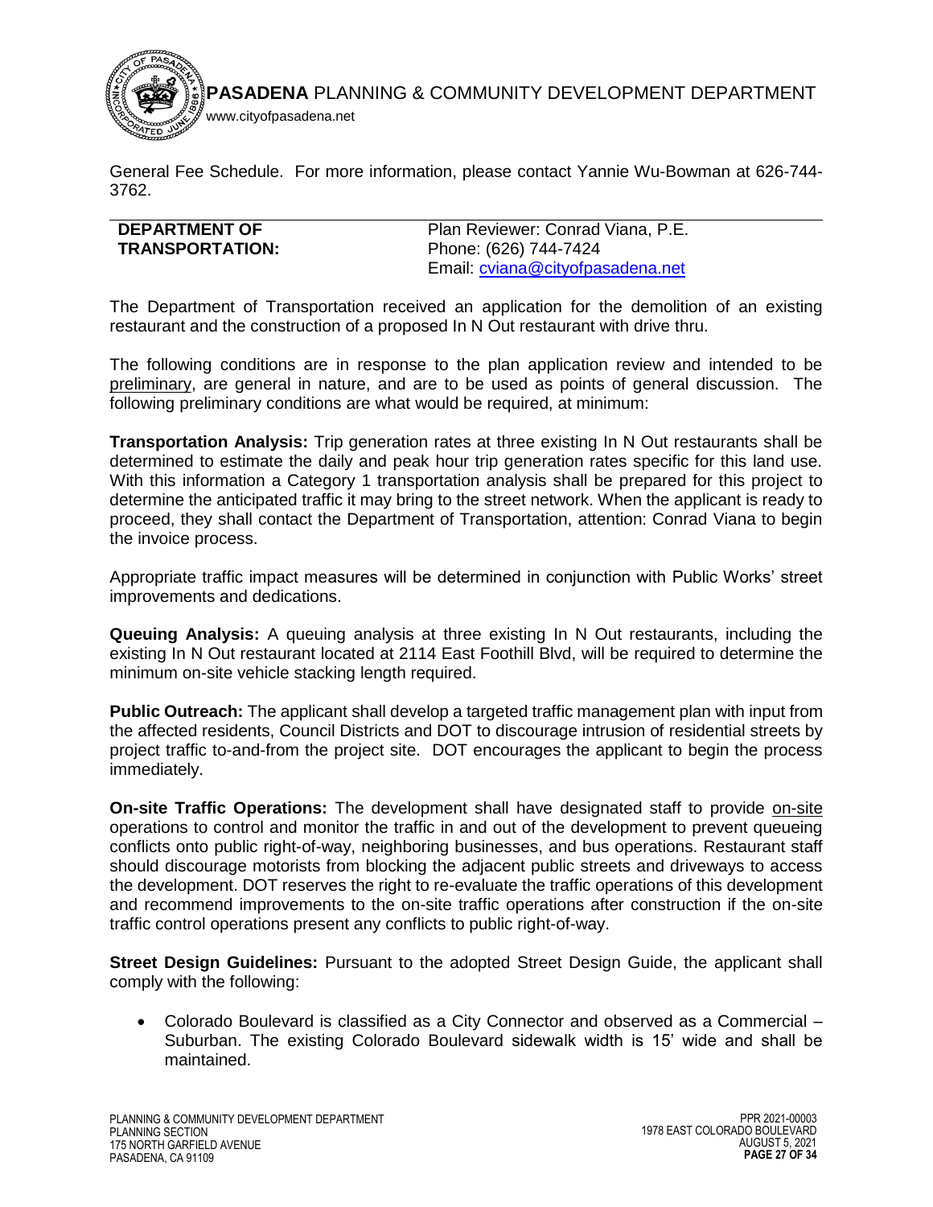General Fee Schedule. For more information, please contact Yannie Wu-Bowman at 626-744-3762.

| **DEPARTMENT OF TRANSPORTATION:** | Plan Reviewer: Conrad Viana, P.E. Phone: (626) 744-7424 Email: cviana@cityofpasadena.net |
|---|---|

The Department of Transportation received an application for the demolition of an existing restaurant and the construction of a proposed In N Out restaurant with drive thru.

The following conditions are in response to the plan application review and intended to be preliminary, are general in nature, and are to be used as points of general discussion. The following preliminary conditions are what would be required, at minimum:

**Transportation Analysis:** Trip generation rates at three existing In N Out restaurants shall be determined to estimate the daily and peak hour trip generation rates specific for this land use. With this information a Category 1 transportation analysis shall be prepared for this project to determine the anticipated traffic it may bring to the street network. When the applicant is ready to proceed, they shall contact the Department of Transportation, attention: Conrad Viana to begin the invoice process.

Appropriate traffic impact measures will be determined in conjunction with Public Works' street improvements and dedications.

**Queuing Analysis:** A queuing analysis at three existing In N Out restaurants, including the existing In N Out restaurant located at 2114 East Foothill Blvd, will be required to determine the minimum on-site vehicle stacking length required.

**Public Outreach:** The applicant shall develop a targeted traffic management plan with input from the affected residents, Council Districts and DOT to discourage intrusion of residential streets by project traffic to-and-from the project site. DOT encourages the applicant to begin the process immediately.

**On-site Traffic Operations:** The development shall have designated staff to provide on-site operations to control and monitor the traffic in and out of the development to prevent queueing conflicts onto public right-of-way, neighboring businesses, and bus operations. Restaurant staff should discourage motorists from blocking the adjacent public streets and driveways to access the development. DOT reserves the right to re-evaluate the traffic operations of this development and recommend improvements to the on-site traffic operations after construction if the on-site traffic control operations present any conflicts to public right-of-way.

**Street Design Guidelines:** Pursuant to the adopted Street Design Guide, the applicant shall comply with the following:

- Colorado Boulevard is classified as a City Connector and observed as a Commercial – Suburban. The existing Colorado Boulevard sidewalk width is 15' wide and shall be maintained.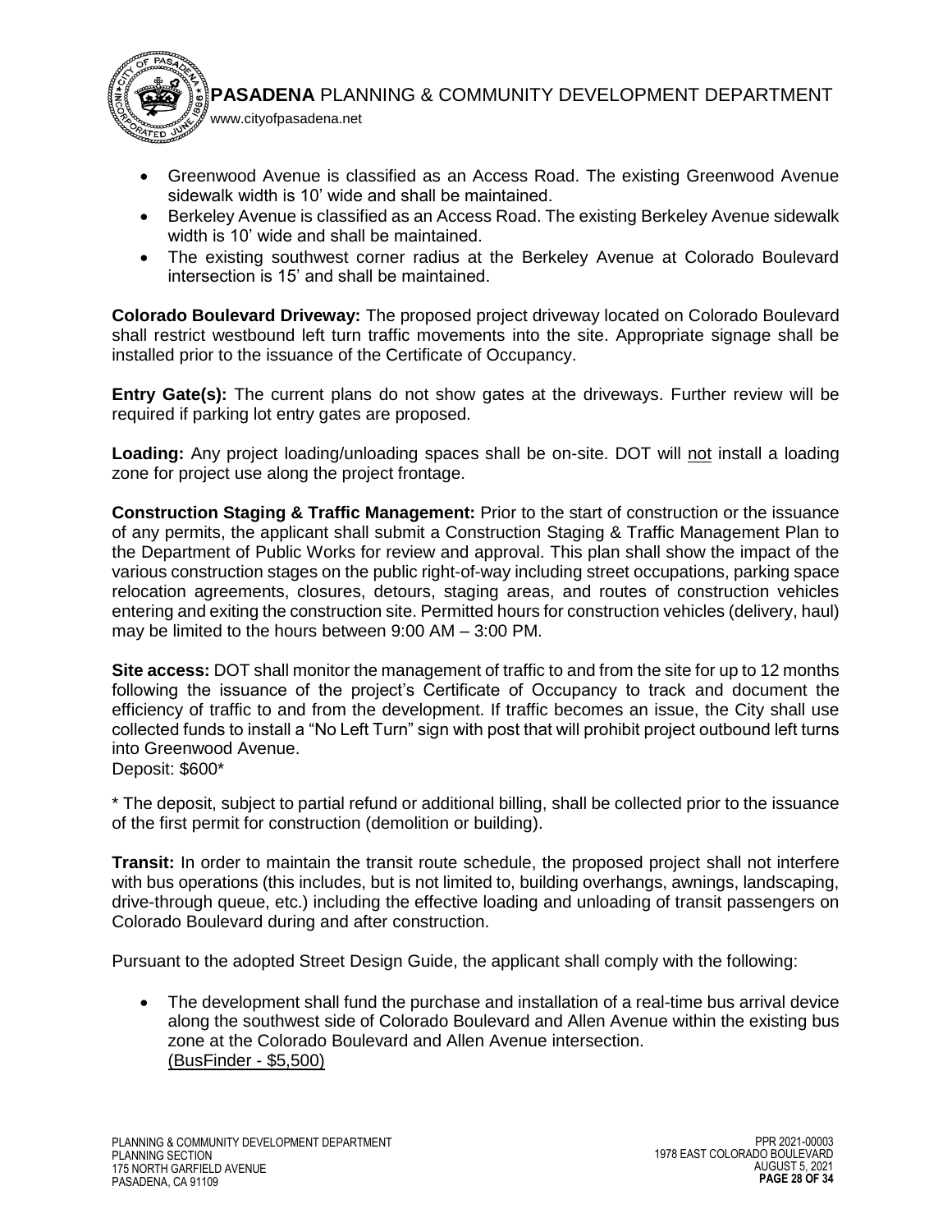- Greenwood Avenue is classified as an Access Road. The existing Greenwood Avenue sidewalk width is 10' wide and shall be maintained.
- Berkeley Avenue is classified as an Access Road. The existing Berkeley Avenue sidewalk width is 10' wide and shall be maintained.
- The existing southwest corner radius at the Berkeley Avenue at Colorado Boulevard intersection is 15' and shall be maintained.

**Colorado Boulevard Driveway:** The proposed project driveway located on Colorado Boulevard shall restrict westbound left turn traffic movements into the site. Appropriate signage shall be installed prior to the issuance of the Certificate of Occupancy.

**Entry Gate(s):** The current plans do not show gates at the driveways. Further review will be required if parking lot entry gates are proposed.

**Loading:** Any project loading/unloading spaces shall be on-site. DOT will <u>not</u> install a loading zone for project use along the project frontage.

**Construction Staging & Traffic Management:** Prior to the start of construction or the issuance of any permits, the applicant shall submit a Construction Staging & Traffic Management Plan to the Department of Public Works for review and approval. This plan shall show the impact of the various construction stages on the public right-of-way including street occupations, parking space relocation agreements, closures, detours, staging areas, and routes of construction vehicles entering and exiting the construction site. Permitted hours for construction vehicles (delivery, haul) may be limited to the hours between 9:00 AM – 3:00 PM.

**Site access:** DOT shall monitor the management of traffic to and from the site for up to 12 months following the issuance of the project's Certificate of Occupancy to track and document the efficiency of traffic to and from the development. If traffic becomes an issue, the City shall use collected funds to install a "No Left Turn" sign with post that will prohibit project outbound left turns into Greenwood Avenue.
Deposit: $600*

* The deposit, subject to partial refund or additional billing, shall be collected prior to the issuance of the first permit for construction (demolition or building).

**Transit:** In order to maintain the transit route schedule, the proposed project shall not interfere with bus operations (this includes, but is not limited to, building overhangs, awnings, landscaping, drive-through queue, etc.) including the effective loading and unloading of transit passengers on Colorado Boulevard during and after construction.

Pursuant to the adopted Street Design Guide, the applicant shall comply with the following:

- The development shall fund the purchase and installation of a real-time bus arrival device along the southwest side of Colorado Boulevard and Allen Avenue within the existing bus zone at the Colorado Boulevard and Allen Avenue intersection.
<u>(BusFinder - $5,500)</u>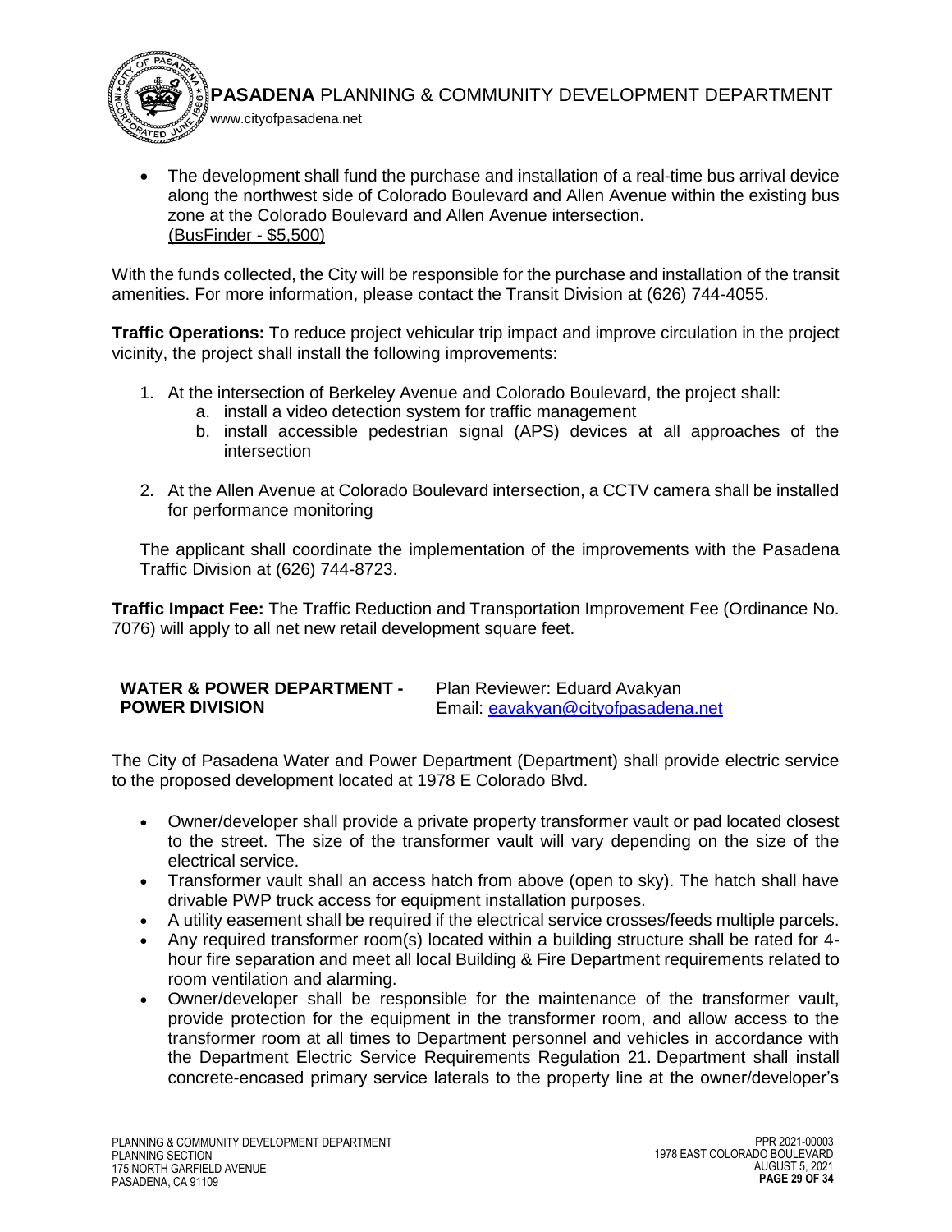- The development shall fund the purchase and installation of a real-time bus arrival device along the northwest side of Colorado Boulevard and Allen Avenue within the existing bus zone at the Colorado Boulevard and Allen Avenue intersection.
  (BusFinder - $5,500)

With the funds collected, the City will be responsible for the purchase and installation of the transit amenities. For more information, please contact the Transit Division at (626) 744-4055.

**Traffic Operations:** To reduce project vehicular trip impact and improve circulation in the project vicinity, the project shall install the following improvements:

1. At the intersection of Berkeley Avenue and Colorado Boulevard, the project shall:
   a. install a video detection system for traffic management
   b. install accessible pedestrian signal (APS) devices at all approaches of the intersection
2. At the Allen Avenue at Colorado Boulevard intersection, a CCTV camera shall be installed for performance monitoring

The applicant shall coordinate the implementation of the improvements with the Pasadena Traffic Division at (626) 744-8723.

**Traffic Impact Fee:** The Traffic Reduction and Transportation Improvement Fee (Ordinance No. 7076) will apply to all net new retail development square feet.

| **WATER & POWER DEPARTMENT - POWER DIVISION** | Plan Reviewer: Eduard Avakyan<br>Email: eavakyan@cityofpasadena.net |
|---|---|

The City of Pasadena Water and Power Department (Department) shall provide electric service to the proposed development located at 1978 E Colorado Blvd.

- Owner/developer shall provide a private property transformer vault or pad located closest to the street. The size of the transformer vault will vary depending on the size of the electrical service.
- Transformer vault shall an access hatch from above (open to sky). The hatch shall have drivable PWP truck access for equipment installation purposes.
- A utility easement shall be required if the electrical service crosses/feeds multiple parcels.
- Any required transformer room(s) located within a building structure shall be rated for 4-hour fire separation and meet all local Building & Fire Department requirements related to room ventilation and alarming.
- Owner/developer shall be responsible for the maintenance of the transformer vault, provide protection for the equipment in the transformer room, and allow access to the transformer room at all times to Department personnel and vehicles in accordance with the Department Electric Service Requirements Regulation 21. Department shall install concrete-encased primary service laterals to the property line at the owner/developer's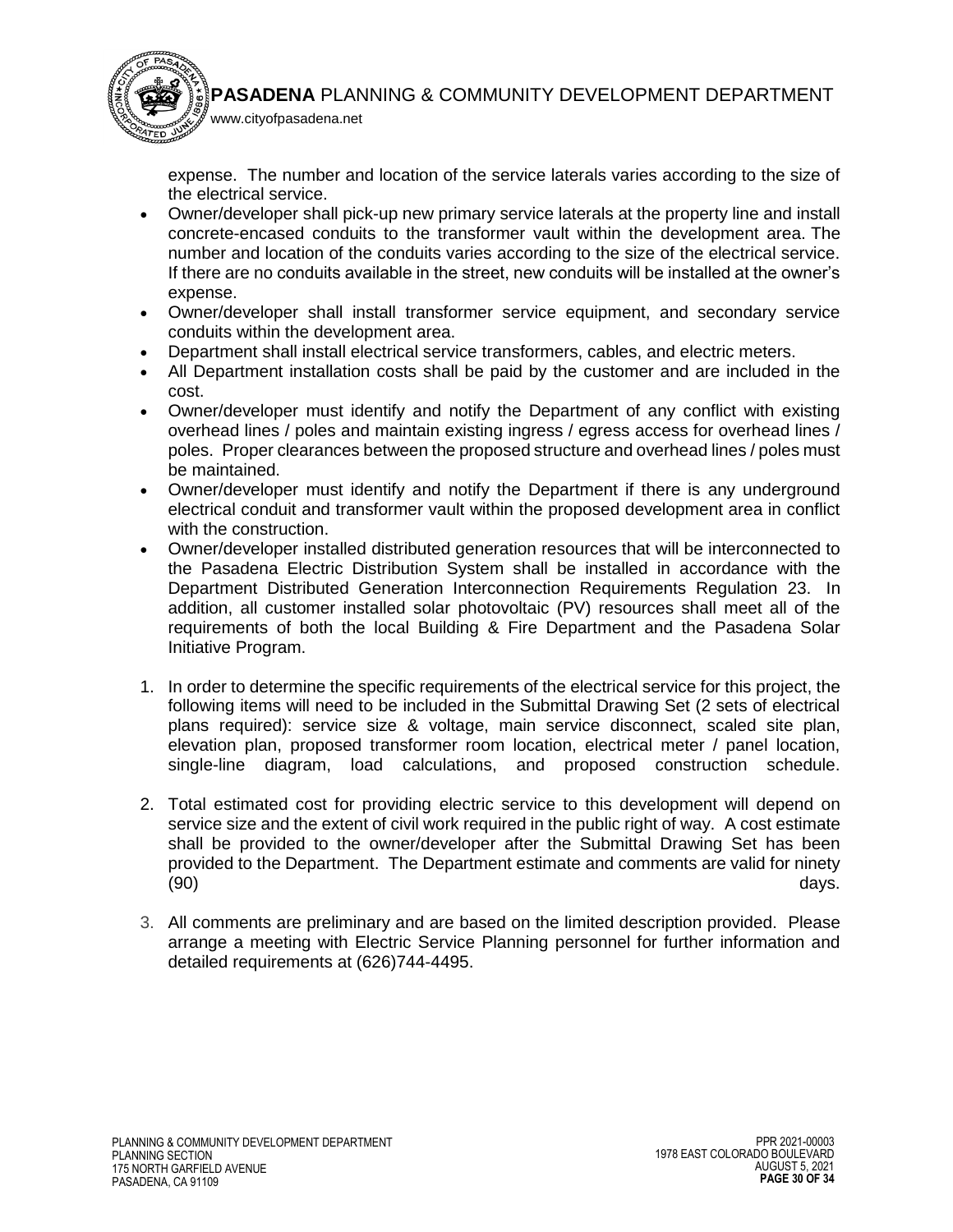expense. The number and location of the service laterals varies according to the size of the electrical service.

- Owner/developer shall pick-up new primary service laterals at the property line and install concrete-encased conduits to the transformer vault within the development area. The number and location of the conduits varies according to the size of the electrical service. If there are no conduits available in the street, new conduits will be installed at the owner's expense.
- Owner/developer shall install transformer service equipment, and secondary service conduits within the development area.
- Department shall install electrical service transformers, cables, and electric meters.
- All Department installation costs shall be paid by the customer and are included in the cost.
- Owner/developer must identify and notify the Department of any conflict with existing overhead lines / poles and maintain existing ingress / egress access for overhead lines / poles. Proper clearances between the proposed structure and overhead lines / poles must be maintained.
- Owner/developer must identify and notify the Department if there is any underground electrical conduit and transformer vault within the proposed development area in conflict with the construction.
- Owner/developer installed distributed generation resources that will be interconnected to the Pasadena Electric Distribution System shall be installed in accordance with the Department Distributed Generation Interconnection Requirements Regulation 23. In addition, all customer installed solar photovoltaic (PV) resources shall meet all of the requirements of both the local Building & Fire Department and the Pasadena Solar Initiative Program.

1. In order to determine the specific requirements of the electrical service for this project, the following items will need to be included in the Submittal Drawing Set (2 sets of electrical plans required): service size & voltage, main service disconnect, scaled site plan, elevation plan, proposed transformer room location, electrical meter / panel location, single-line diagram, load calculations, and proposed construction schedule.

2. Total estimated cost for providing electric service to this development will depend on service size and the extent of civil work required in the public right of way. A cost estimate shall be provided to the owner/developer after the Submittal Drawing Set has been provided to the Department. The Department estimate and comments are valid for ninety (90) days.

3. All comments are preliminary and are based on the limited description provided. Please arrange a meeting with Electric Service Planning personnel for further information and detailed requirements at (626)744-4495.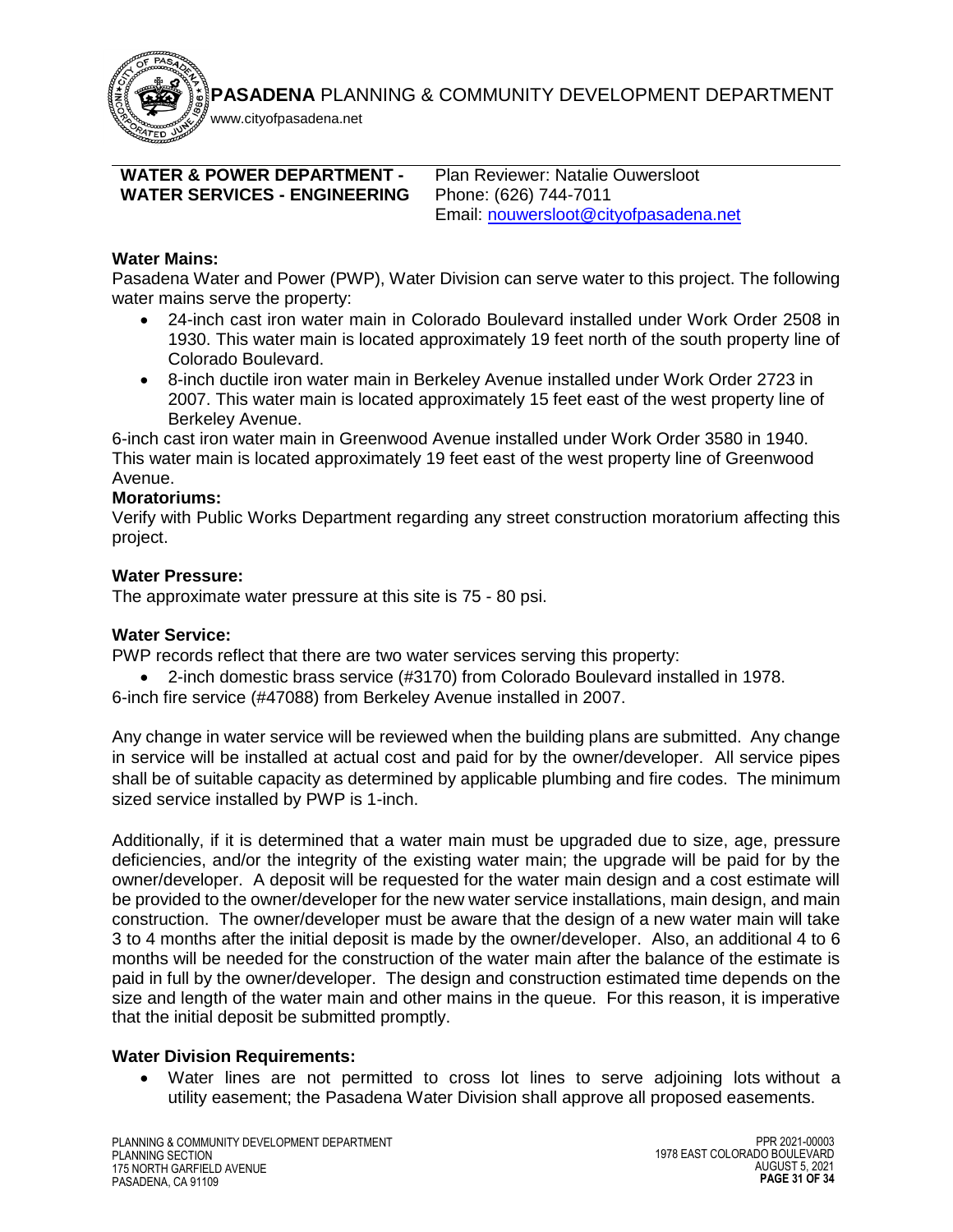**WATER & POWER DEPARTMENT - WATER SERVICES - ENGINEERING**

Plan Reviewer: Natalie Ouwersloot
Phone: (626) 744-7011
Email: nouwersloot@cityofpasadena.net

**Water Mains:**
Pasadena Water and Power (PWP), Water Division can serve water to this project. The following water mains serve the property:

- 24-inch cast iron water main in Colorado Boulevard installed under Work Order 2508 in 1930. This water main is located approximately 19 feet north of the south property line of Colorado Boulevard.
- 8-inch ductile iron water main in Berkeley Avenue installed under Work Order 2723 in 2007. This water main is located approximately 15 feet east of the west property line of Berkeley Avenue.

6-inch cast iron water main in Greenwood Avenue installed under Work Order 3580 in 1940. This water main is located approximately 19 feet east of the west property line of Greenwood Avenue.

**Moratoriums:**
Verify with Public Works Department regarding any street construction moratorium affecting this project.

**Water Pressure:**
The approximate water pressure at this site is 75 - 80 psi.

**Water Service:**
PWP records reflect that there are two water services serving this property:

- 2-inch domestic brass service (#3170) from Colorado Boulevard installed in 1978.

6-inch fire service (#47088) from Berkeley Avenue installed in 2007.

Any change in water service will be reviewed when the building plans are submitted. Any change in service will be installed at actual cost and paid for by the owner/developer. All service pipes shall be of suitable capacity as determined by applicable plumbing and fire codes. The minimum sized service installed by PWP is 1-inch.

Additionally, if it is determined that a water main must be upgraded due to size, age, pressure deficiencies, and/or the integrity of the existing water main; the upgrade will be paid for by the owner/developer. A deposit will be requested for the water main design and a cost estimate will be provided to the owner/developer for the new water service installations, main design, and main construction. The owner/developer must be aware that the design of a new water main will take 3 to 4 months after the initial deposit is made by the owner/developer. Also, an additional 4 to 6 months will be needed for the construction of the water main after the balance of the estimate is paid in full by the owner/developer. The design and construction estimated time depends on the size and length of the water main and other mains in the queue. For this reason, it is imperative that the initial deposit be submitted promptly.

**Water Division Requirements:**

- Water lines are not permitted to cross lot lines to serve adjoining lots without a utility easement; the Pasadena Water Division shall approve all proposed easements.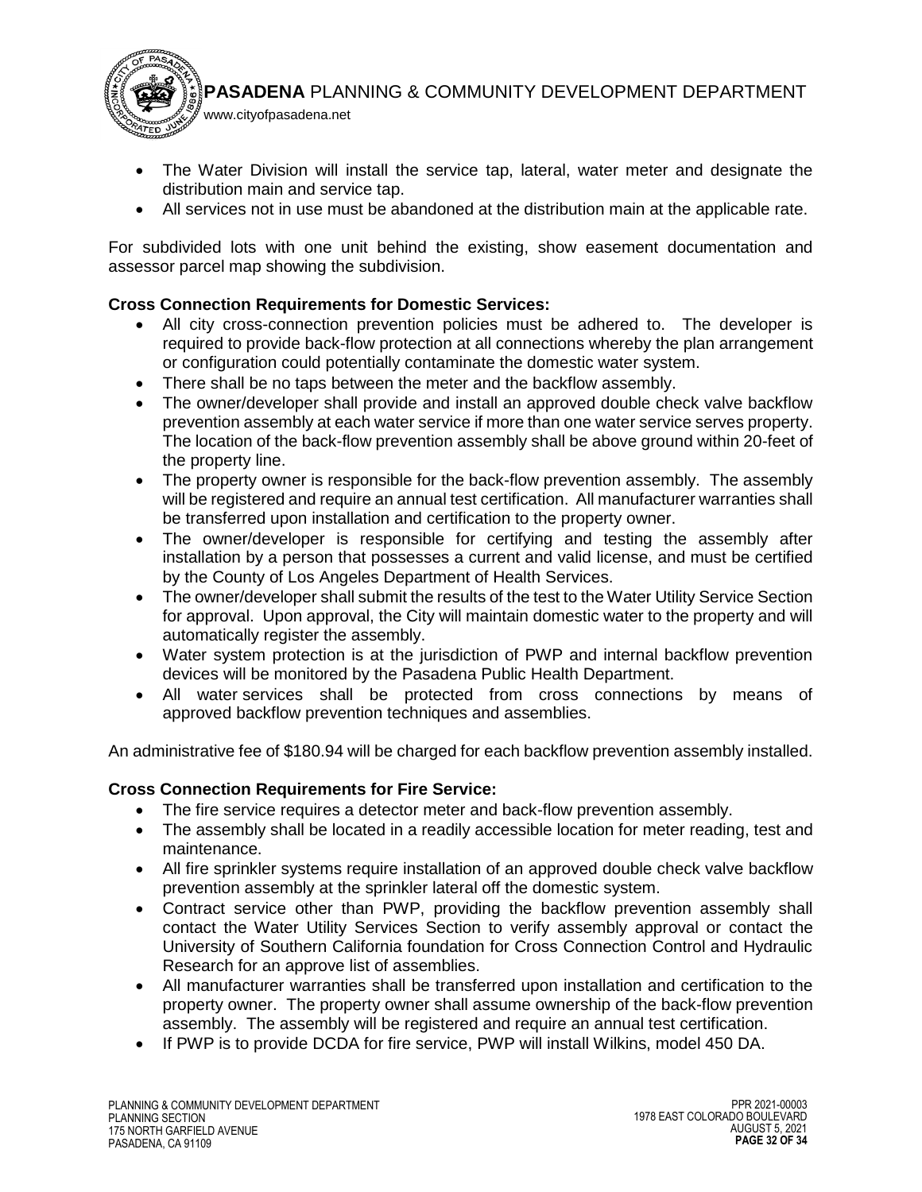- The Water Division will install the service tap, lateral, water meter and designate the distribution main and service tap.
- All services not in use must be abandoned at the distribution main at the applicable rate.

For subdivided lots with one unit behind the existing, show easement documentation and assessor parcel map showing the subdivision.

**Cross Connection Requirements for Domestic Services:**

- All city cross-connection prevention policies must be adhered to. The developer is required to provide back-flow protection at all connections whereby the plan arrangement or configuration could potentially contaminate the domestic water system.
- There shall be no taps between the meter and the backflow assembly.
- The owner/developer shall provide and install an approved double check valve backflow prevention assembly at each water service if more than one water service serves property. The location of the back-flow prevention assembly shall be above ground within 20-feet of the property line.
- The property owner is responsible for the back-flow prevention assembly. The assembly will be registered and require an annual test certification. All manufacturer warranties shall be transferred upon installation and certification to the property owner.
- The owner/developer is responsible for certifying and testing the assembly after installation by a person that possesses a current and valid license, and must be certified by the County of Los Angeles Department of Health Services.
- The owner/developer shall submit the results of the test to the Water Utility Service Section for approval. Upon approval, the City will maintain domestic water to the property and will automatically register the assembly.
- Water system protection is at the jurisdiction of PWP and internal backflow prevention devices will be monitored by the Pasadena Public Health Department.
- All water services shall be protected from cross connections by means of approved backflow prevention techniques and assemblies.

An administrative fee of $180.94 will be charged for each backflow prevention assembly installed.

**Cross Connection Requirements for Fire Service:**

- The fire service requires a detector meter and back-flow prevention assembly.
- The assembly shall be located in a readily accessible location for meter reading, test and maintenance.
- All fire sprinkler systems require installation of an approved double check valve backflow prevention assembly at the sprinkler lateral off the domestic system.
- Contract service other than PWP, providing the backflow prevention assembly shall contact the Water Utility Services Section to verify assembly approval or contact the University of Southern California foundation for Cross Connection Control and Hydraulic Research for an approve list of assemblies.
- All manufacturer warranties shall be transferred upon installation and certification to the property owner. The property owner shall assume ownership of the back-flow prevention assembly. The assembly will be registered and require an annual test certification.
- If PWP is to provide DCDA for fire service, PWP will install Wilkins, model 450 DA.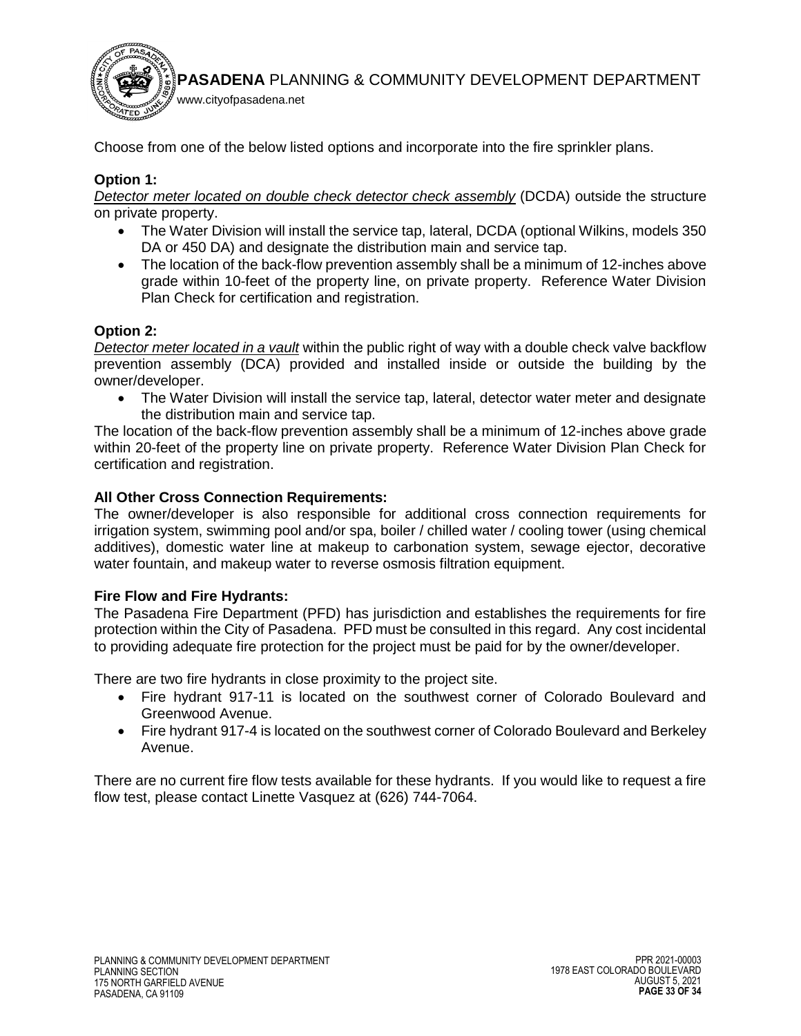Choose from one of the below listed options and incorporate into the fire sprinkler plans.

**Option 1:**

*Detector meter located on double check detector check assembly* (DCDA) outside the structure on private property.

- The Water Division will install the service tap, lateral, DCDA (optional Wilkins, models 350 DA or 450 DA) and designate the distribution main and service tap.
- The location of the back-flow prevention assembly shall be a minimum of 12-inches above grade within 10-feet of the property line, on private property. Reference Water Division Plan Check for certification and registration.

**Option 2:**

*Detector meter located in a vault* within the public right of way with a double check valve backflow prevention assembly (DCA) provided and installed inside or outside the building by the owner/developer.

- The Water Division will install the service tap, lateral, detector water meter and designate the distribution main and service tap.

The location of the back-flow prevention assembly shall be a minimum of 12-inches above grade within 20-feet of the property line on private property. Reference Water Division Plan Check for certification and registration.

**All Other Cross Connection Requirements:**

The owner/developer is also responsible for additional cross connection requirements for irrigation system, swimming pool and/or spa, boiler / chilled water / cooling tower (using chemical additives), domestic water line at makeup to carbonation system, sewage ejector, decorative water fountain, and makeup water to reverse osmosis filtration equipment.

**Fire Flow and Fire Hydrants:**

The Pasadena Fire Department (PFD) has jurisdiction and establishes the requirements for fire protection within the City of Pasadena. PFD must be consulted in this regard. Any cost incidental to providing adequate fire protection for the project must be paid for by the owner/developer.

There are two fire hydrants in close proximity to the project site.

- Fire hydrant 917-11 is located on the southwest corner of Colorado Boulevard and Greenwood Avenue.
- Fire hydrant 917-4 is located on the southwest corner of Colorado Boulevard and Berkeley Avenue.

There are no current fire flow tests available for these hydrants. If you would like to request a fire flow test, please contact Linette Vasquez at (626) 744-7064.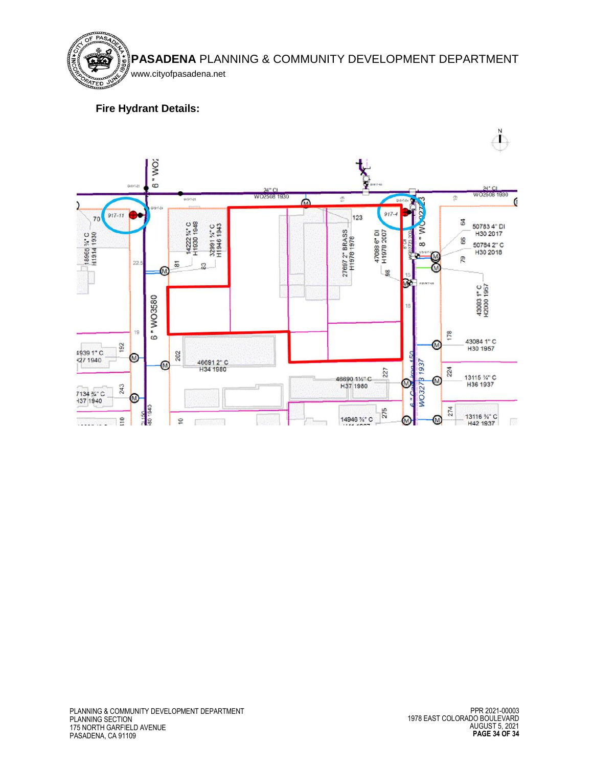**Fire Hydrant Details:**

N

24" CI
WO2508 1930

24" CI
WO2508 1930

6 " WO

917-11

917-4

70

123

64

50783 4" DI
H30 2017

66

50784 2" C
H30 2018

79

18965 ¾" C
H1914 1930

14222 ¾" C
H1930 1948

32991 ¾" C
H1946 1943

27697 2" BRASS
H1976 1976

47088 6" DI
H1978 2007

8 " WO

22.5

81

83

98

15

18

43093 1" C
H2000 1957

6 " WO3580

19

178

43084 1" C
H30 1957

4939 1" C
H27 1940

192

202

46691 2" C
H34 1980

WO3273 1937

227

224

13115 ¾" C
H36 1937

46690 1½" C
H37 1980

7134 ¾" C
H37 1940

243

275

274

14946 ¾" C

13116 ¾" C
H42 1937

10

110

PLANNING & COMMUNITY DEVELOPMENT DEPARTMENT
PLANNING SECTION
175 NORTH GARFIELD AVENUE
PASADENA, CA 91109

PPR 2021-00003
1978 EAST COLORADO BOULEVARD
AUGUST 5, 2021